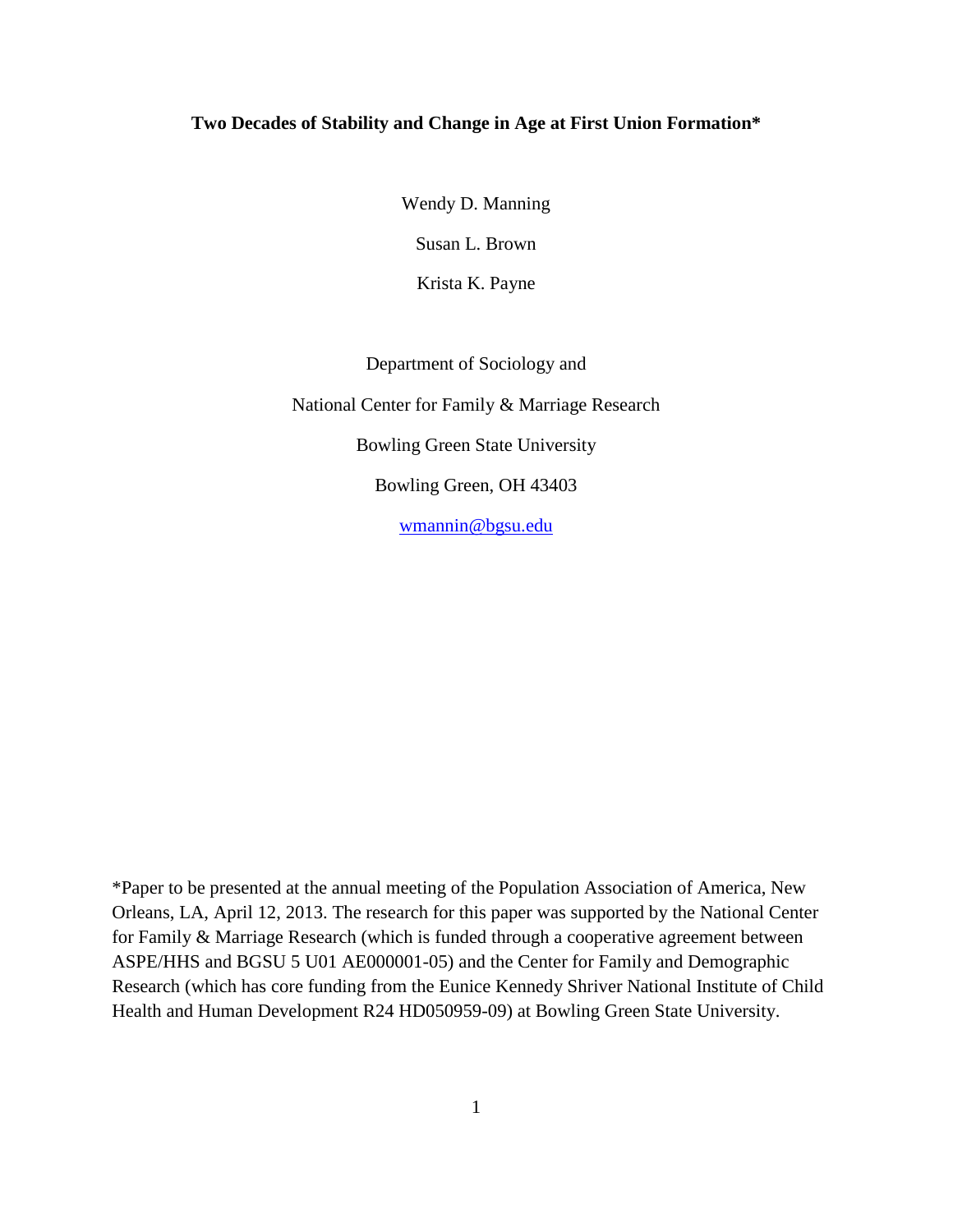# Two Decades of Stability and Change in Age at First Union Formation*

Wendy D. Manning

Susan L. Brown

Krista K. Payne

Department of Sociology and

National Center for Family & Marriage Research

Bowling Green State University

Bowling Green, OH 43403

wmannin@bgsu.edu

*Paper to be presented at the annual meeting of the Population Association of America, New Orleans, LA, April 12, 2013. The research for this paper was supported by the National Center for Family & Marriage Research (which is funded through a cooperative agreement between ASPE/HHS and BGSU 5 U01 AE000001-05) and the Center for Family and Demographic Research (which has core funding from the Eunice Kennedy Shriver National Institute of Child Health and Human Development R24 HD050959-09) at Bowling Green State University.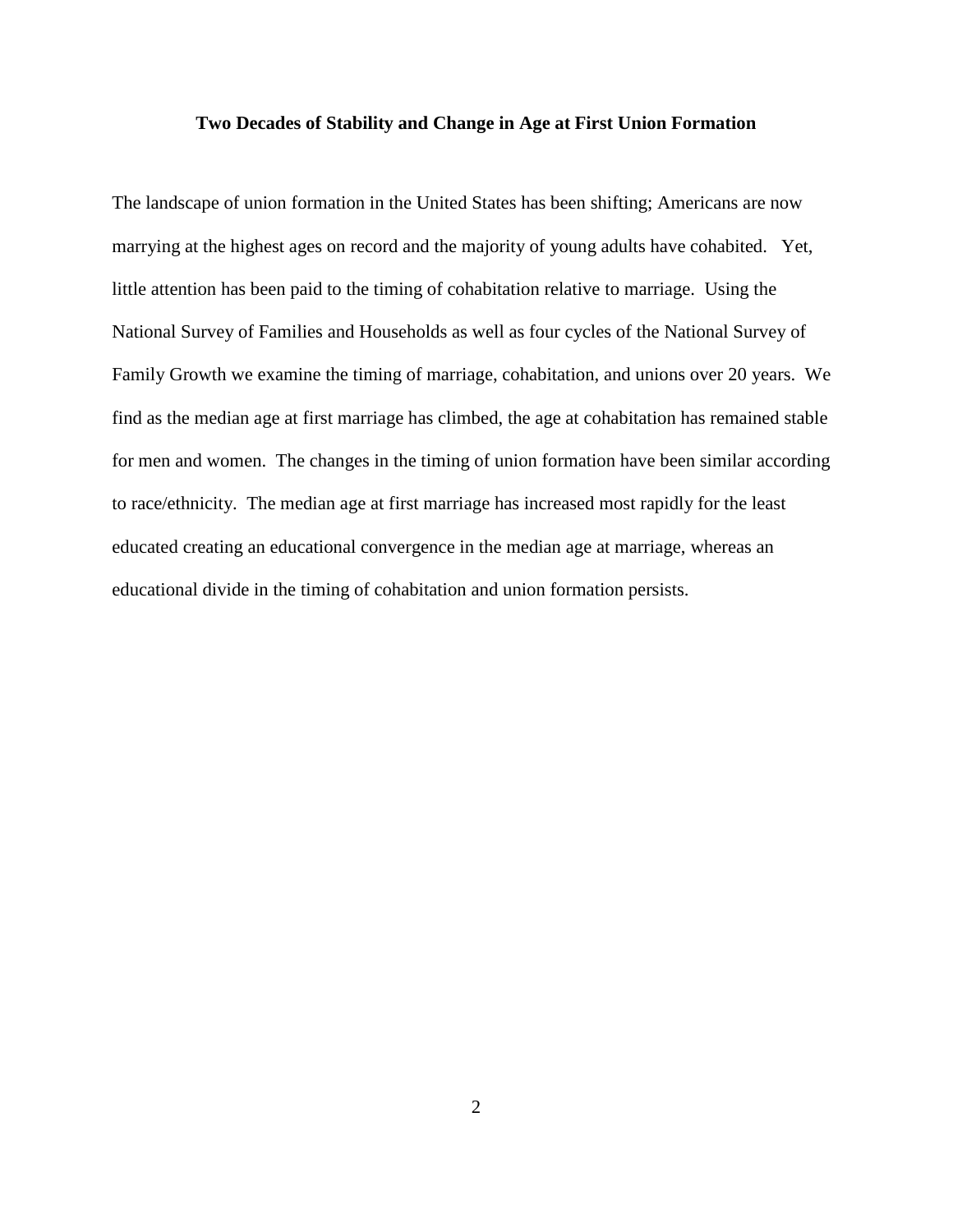**Two Decades of Stability and Change in Age at First Union Formation**

The landscape of union formation in the United States has been shifting; Americans are now marrying at the highest ages on record and the majority of young adults have cohabited. Yet, little attention has been paid to the timing of cohabitation relative to marriage. Using the National Survey of Families and Households as well as four cycles of the National Survey of Family Growth we examine the timing of marriage, cohabitation, and unions over 20 years. We find as the median age at first marriage has climbed, the age at cohabitation has remained stable for men and women. The changes in the timing of union formation have been similar according to race/ethnicity. The median age at first marriage has increased most rapidly for the least educated creating an educational convergence in the median age at marriage, whereas an educational divide in the timing of cohabitation and union formation persists.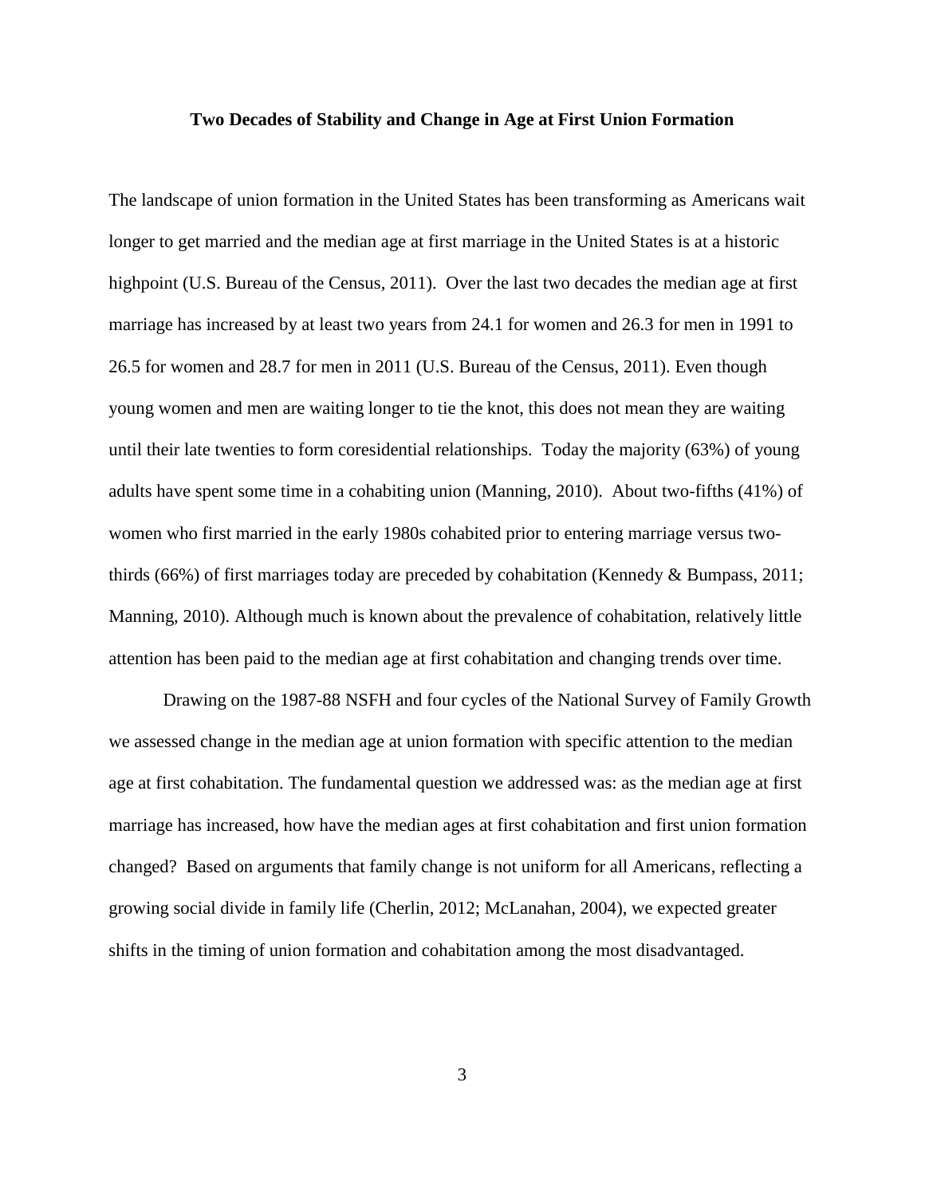**Two Decades of Stability and Change in Age at First Union Formation**

The landscape of union formation in the United States has been transforming as Americans wait longer to get married and the median age at first marriage in the United States is at a historic highpoint (U.S. Bureau of the Census, 2011). Over the last two decades the median age at first marriage has increased by at least two years from 24.1 for women and 26.3 for men in 1991 to 26.5 for women and 28.7 for men in 2011 (U.S. Bureau of the Census, 2011). Even though young women and men are waiting longer to tie the knot, this does not mean they are waiting until their late twenties to form coresidential relationships. Today the majority (63%) of young adults have spent some time in a cohabiting union (Manning, 2010). About two-fifths (41%) of women who first married in the early 1980s cohabited prior to entering marriage versus two-thirds (66%) of first marriages today are preceded by cohabitation (Kennedy & Bumpass, 2011; Manning, 2010). Although much is known about the prevalence of cohabitation, relatively little attention has been paid to the median age at first cohabitation and changing trends over time.

Drawing on the 1987-88 NSFH and four cycles of the National Survey of Family Growth we assessed change in the median age at union formation with specific attention to the median age at first cohabitation. The fundamental question we addressed was: as the median age at first marriage has increased, how have the median ages at first cohabitation and first union formation changed? Based on arguments that family change is not uniform for all Americans, reflecting a growing social divide in family life (Cherlin, 2012; McLanahan, 2004), we expected greater shifts in the timing of union formation and cohabitation among the most disadvantaged.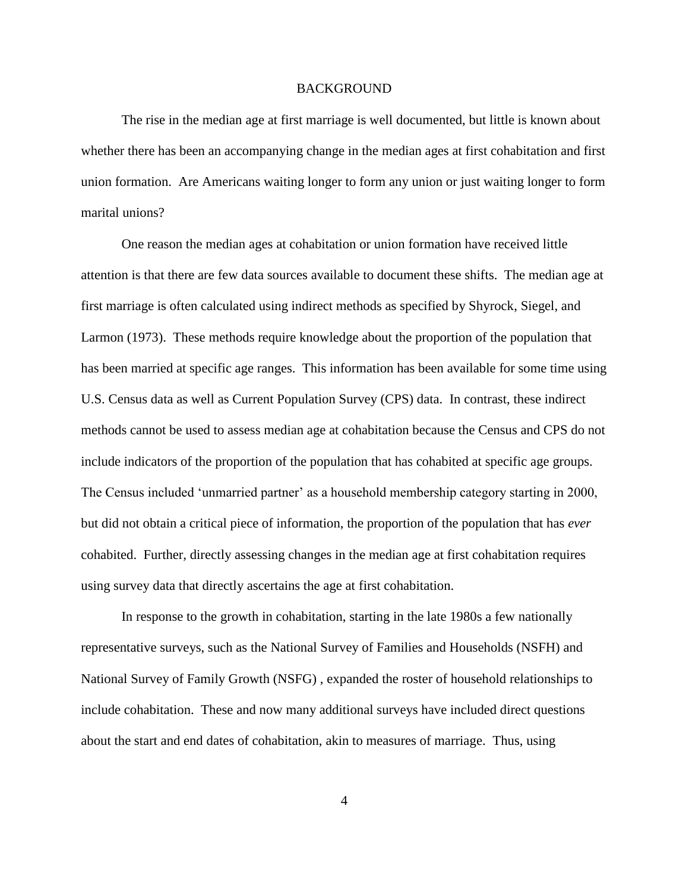# BACKGROUND

The rise in the median age at first marriage is well documented, but little is known about whether there has been an accompanying change in the median ages at first cohabitation and first union formation. Are Americans waiting longer to form any union or just waiting longer to form marital unions?

One reason the median ages at cohabitation or union formation have received little attention is that there are few data sources available to document these shifts. The median age at first marriage is often calculated using indirect methods as specified by Shyrock, Siegel, and Larmon (1973). These methods require knowledge about the proportion of the population that has been married at specific age ranges. This information has been available for some time using U.S. Census data as well as Current Population Survey (CPS) data. In contrast, these indirect methods cannot be used to assess median age at cohabitation because the Census and CPS do not include indicators of the proportion of the population that has cohabited at specific age groups. The Census included 'unmarried partner' as a household membership category starting in 2000, but did not obtain a critical piece of information, the proportion of the population that has *ever* cohabited. Further, directly assessing changes in the median age at first cohabitation requires using survey data that directly ascertains the age at first cohabitation.

In response to the growth in cohabitation, starting in the late 1980s a few nationally representative surveys, such as the National Survey of Families and Households (NSFH) and National Survey of Family Growth (NSFG) , expanded the roster of household relationships to include cohabitation. These and now many additional surveys have included direct questions about the start and end dates of cohabitation, akin to measures of marriage. Thus, using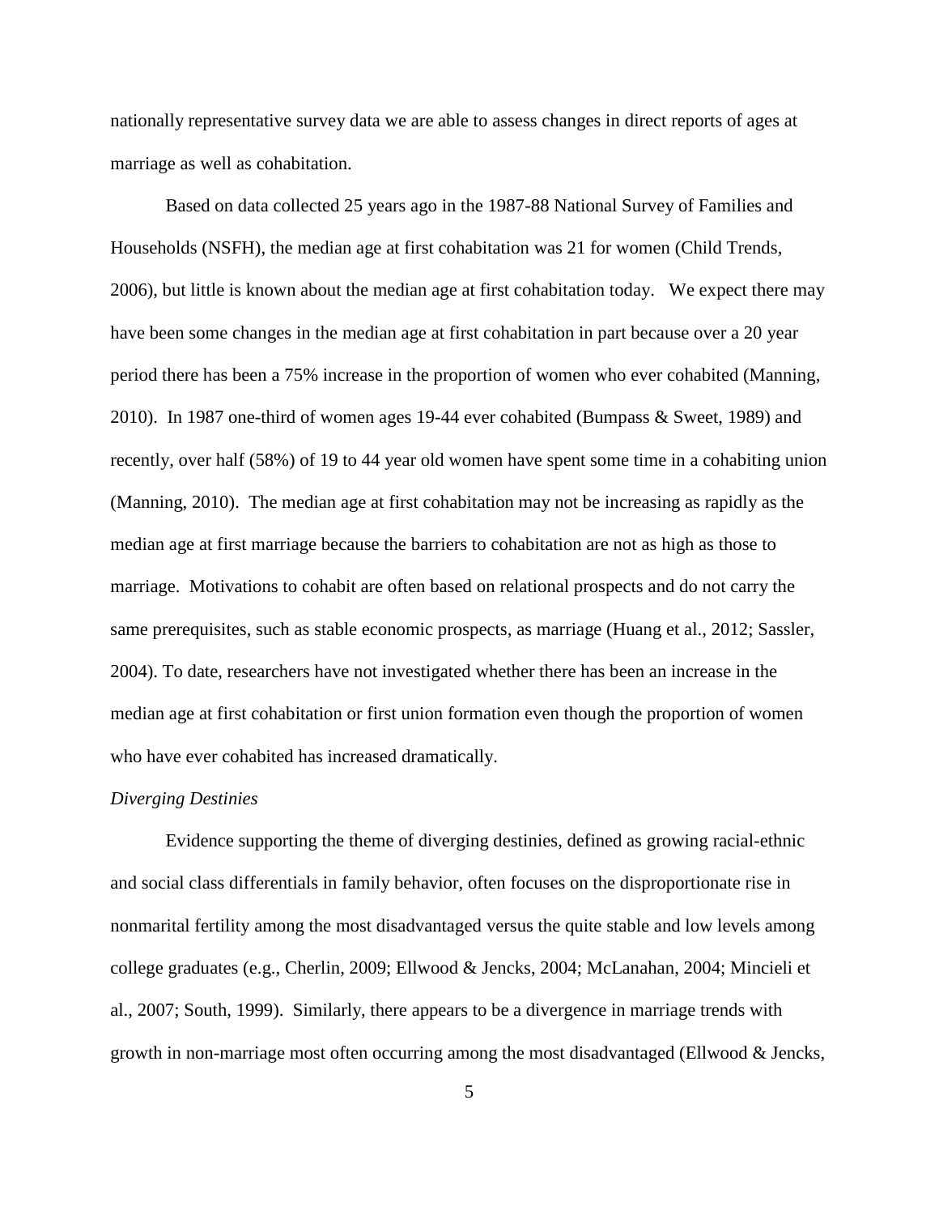nationally representative survey data we are able to assess changes in direct reports of ages at marriage as well as cohabitation.

Based on data collected 25 years ago in the 1987-88 National Survey of Families and Households (NSFH), the median age at first cohabitation was 21 for women (Child Trends, 2006), but little is known about the median age at first cohabitation today. We expect there may have been some changes in the median age at first cohabitation in part because over a 20 year period there has been a 75% increase in the proportion of women who ever cohabited (Manning, 2010). In 1987 one-third of women ages 19-44 ever cohabited (Bumpass & Sweet, 1989) and recently, over half (58%) of 19 to 44 year old women have spent some time in a cohabiting union (Manning, 2010). The median age at first cohabitation may not be increasing as rapidly as the median age at first marriage because the barriers to cohabitation are not as high as those to marriage. Motivations to cohabit are often based on relational prospects and do not carry the same prerequisites, such as stable economic prospects, as marriage (Huang et al., 2012; Sassler, 2004). To date, researchers have not investigated whether there has been an increase in the median age at first cohabitation or first union formation even though the proportion of women who have ever cohabited has increased dramatically.

*Diverging Destinies*

Evidence supporting the theme of diverging destinies, defined as growing racial-ethnic and social class differentials in family behavior, often focuses on the disproportionate rise in nonmarital fertility among the most disadvantaged versus the quite stable and low levels among college graduates (e.g., Cherlin, 2009; Ellwood & Jencks, 2004; McLanahan, 2004; Mincieli et al., 2007; South, 1999). Similarly, there appears to be a divergence in marriage trends with growth in non-marriage most often occurring among the most disadvantaged (Ellwood & Jencks,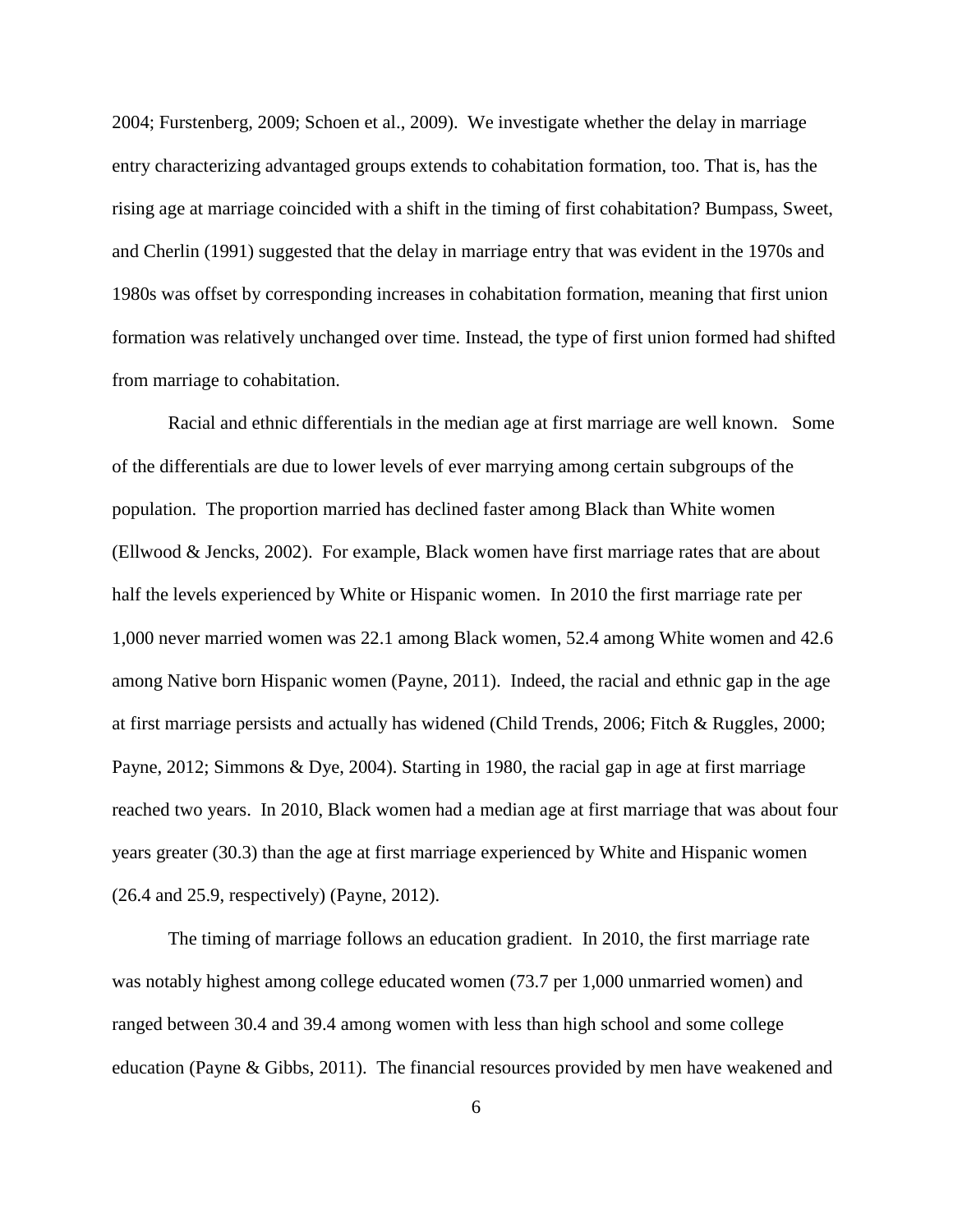2004; Furstenberg, 2009; Schoen et al., 2009). We investigate whether the delay in marriage entry characterizing advantaged groups extends to cohabitation formation, too. That is, has the rising age at marriage coincided with a shift in the timing of first cohabitation? Bumpass, Sweet, and Cherlin (1991) suggested that the delay in marriage entry that was evident in the 1970s and 1980s was offset by corresponding increases in cohabitation formation, meaning that first union formation was relatively unchanged over time. Instead, the type of first union formed had shifted from marriage to cohabitation.

Racial and ethnic differentials in the median age at first marriage are well known. Some of the differentials are due to lower levels of ever marrying among certain subgroups of the population. The proportion married has declined faster among Black than White women (Ellwood & Jencks, 2002). For example, Black women have first marriage rates that are about half the levels experienced by White or Hispanic women. In 2010 the first marriage rate per 1,000 never married women was 22.1 among Black women, 52.4 among White women and 42.6 among Native born Hispanic women (Payne, 2011). Indeed, the racial and ethnic gap in the age at first marriage persists and actually has widened (Child Trends, 2006; Fitch & Ruggles, 2000; Payne, 2012; Simmons & Dye, 2004). Starting in 1980, the racial gap in age at first marriage reached two years. In 2010, Black women had a median age at first marriage that was about four years greater (30.3) than the age at first marriage experienced by White and Hispanic women (26.4 and 25.9, respectively) (Payne, 2012).

The timing of marriage follows an education gradient. In 2010, the first marriage rate was notably highest among college educated women (73.7 per 1,000 unmarried women) and ranged between 30.4 and 39.4 among women with less than high school and some college education (Payne & Gibbs, 2011). The financial resources provided by men have weakened and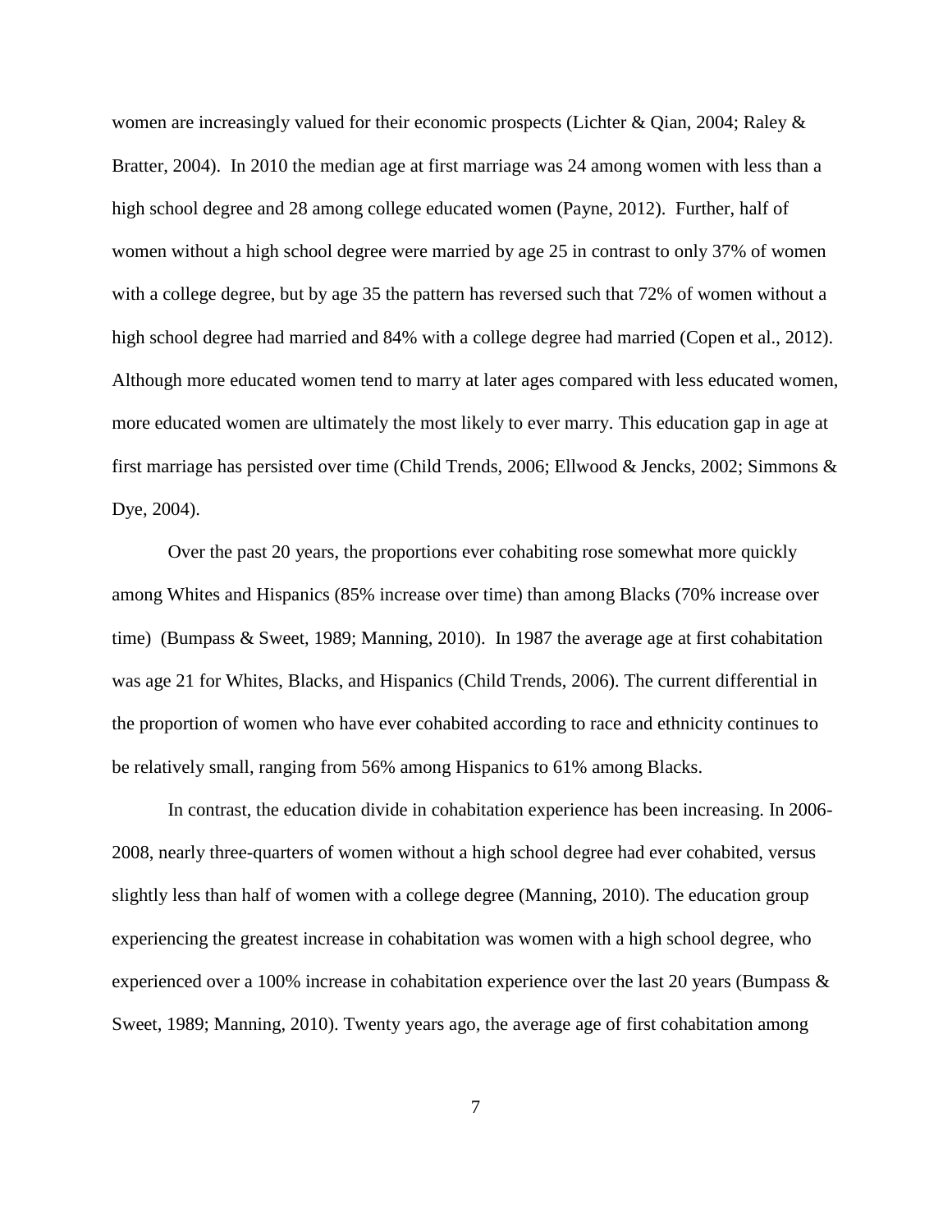women are increasingly valued for their economic prospects (Lichter & Qian, 2004; Raley & Bratter, 2004). In 2010 the median age at first marriage was 24 among women with less than a high school degree and 28 among college educated women (Payne, 2012). Further, half of women without a high school degree were married by age 25 in contrast to only 37% of women with a college degree, but by age 35 the pattern has reversed such that 72% of women without a high school degree had married and 84% with a college degree had married (Copen et al., 2012). Although more educated women tend to marry at later ages compared with less educated women, more educated women are ultimately the most likely to ever marry. This education gap in age at first marriage has persisted over time (Child Trends, 2006; Ellwood & Jencks, 2002; Simmons & Dye, 2004).

Over the past 20 years, the proportions ever cohabiting rose somewhat more quickly among Whites and Hispanics (85% increase over time) than among Blacks (70% increase over time) (Bumpass & Sweet, 1989; Manning, 2010). In 1987 the average age at first cohabitation was age 21 for Whites, Blacks, and Hispanics (Child Trends, 2006). The current differential in the proportion of women who have ever cohabited according to race and ethnicity continues to be relatively small, ranging from 56% among Hispanics to 61% among Blacks.

In contrast, the education divide in cohabitation experience has been increasing. In 2006-2008, nearly three-quarters of women without a high school degree had ever cohabited, versus slightly less than half of women with a college degree (Manning, 2010). The education group experiencing the greatest increase in cohabitation was women with a high school degree, who experienced over a 100% increase in cohabitation experience over the last 20 years (Bumpass & Sweet, 1989; Manning, 2010). Twenty years ago, the average age of first cohabitation among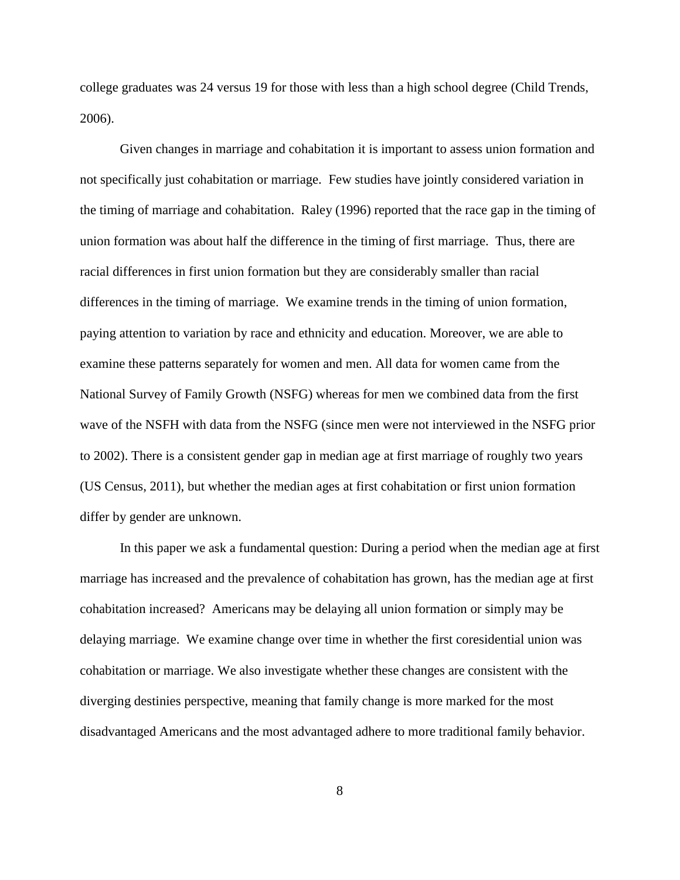college graduates was 24 versus 19 for those with less than a high school degree (Child Trends, 2006).

Given changes in marriage and cohabitation it is important to assess union formation and not specifically just cohabitation or marriage. Few studies have jointly considered variation in the timing of marriage and cohabitation. Raley (1996) reported that the race gap in the timing of union formation was about half the difference in the timing of first marriage. Thus, there are racial differences in first union formation but they are considerably smaller than racial differences in the timing of marriage. We examine trends in the timing of union formation, paying attention to variation by race and ethnicity and education. Moreover, we are able to examine these patterns separately for women and men. All data for women came from the National Survey of Family Growth (NSFG) whereas for men we combined data from the first wave of the NSFH with data from the NSFG (since men were not interviewed in the NSFG prior to 2002). There is a consistent gender gap in median age at first marriage of roughly two years (US Census, 2011), but whether the median ages at first cohabitation or first union formation differ by gender are unknown.

In this paper we ask a fundamental question: During a period when the median age at first marriage has increased and the prevalence of cohabitation has grown, has the median age at first cohabitation increased? Americans may be delaying all union formation or simply may be delaying marriage. We examine change over time in whether the first coresidential union was cohabitation or marriage. We also investigate whether these changes are consistent with the diverging destinies perspective, meaning that family change is more marked for the most disadvantaged Americans and the most advantaged adhere to more traditional family behavior.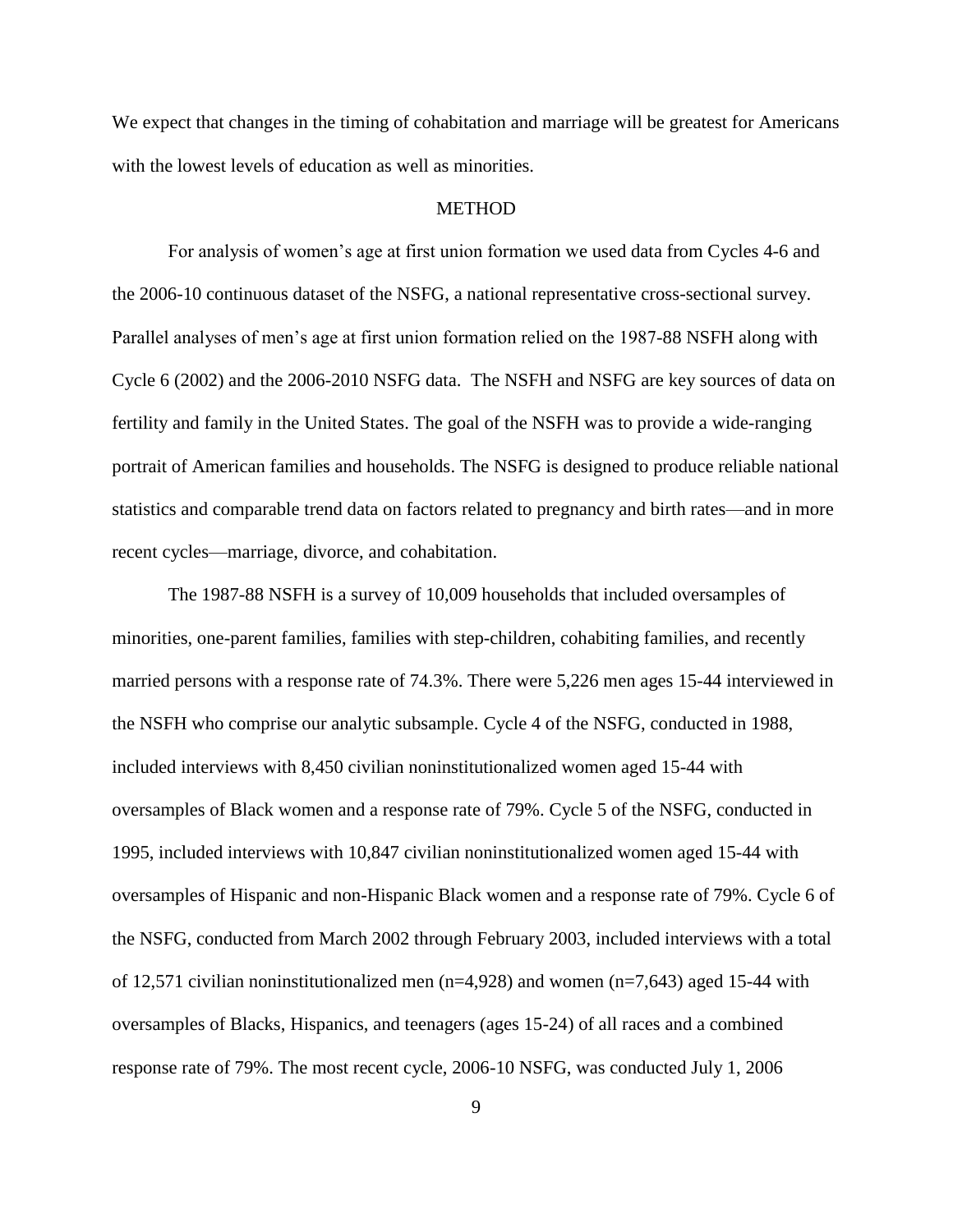We expect that changes in the timing of cohabitation and marriage will be greatest for Americans with the lowest levels of education as well as minorities.

## METHOD

For analysis of women's age at first union formation we used data from Cycles 4-6 and the 2006-10 continuous dataset of the NSFG, a national representative cross-sectional survey. Parallel analyses of men's age at first union formation relied on the 1987-88 NSFH along with Cycle 6 (2002) and the 2006-2010 NSFG data. The NSFH and NSFG are key sources of data on fertility and family in the United States. The goal of the NSFH was to provide a wide-ranging portrait of American families and households. The NSFG is designed to produce reliable national statistics and comparable trend data on factors related to pregnancy and birth rates—and in more recent cycles—marriage, divorce, and cohabitation.

The 1987-88 NSFH is a survey of 10,009 households that included oversamples of minorities, one-parent families, families with step-children, cohabiting families, and recently married persons with a response rate of 74.3%. There were 5,226 men ages 15-44 interviewed in the NSFH who comprise our analytic subsample. Cycle 4 of the NSFG, conducted in 1988, included interviews with 8,450 civilian noninstitutionalized women aged 15-44 with oversamples of Black women and a response rate of 79%. Cycle 5 of the NSFG, conducted in 1995, included interviews with 10,847 civilian noninstitutionalized women aged 15-44 with oversamples of Hispanic and non-Hispanic Black women and a response rate of 79%. Cycle 6 of the NSFG, conducted from March 2002 through February 2003, included interviews with a total of 12,571 civilian noninstitutionalized men (n=4,928) and women (n=7,643) aged 15-44 with oversamples of Blacks, Hispanics, and teenagers (ages 15-24) of all races and a combined response rate of 79%. The most recent cycle, 2006-10 NSFG, was conducted July 1, 2006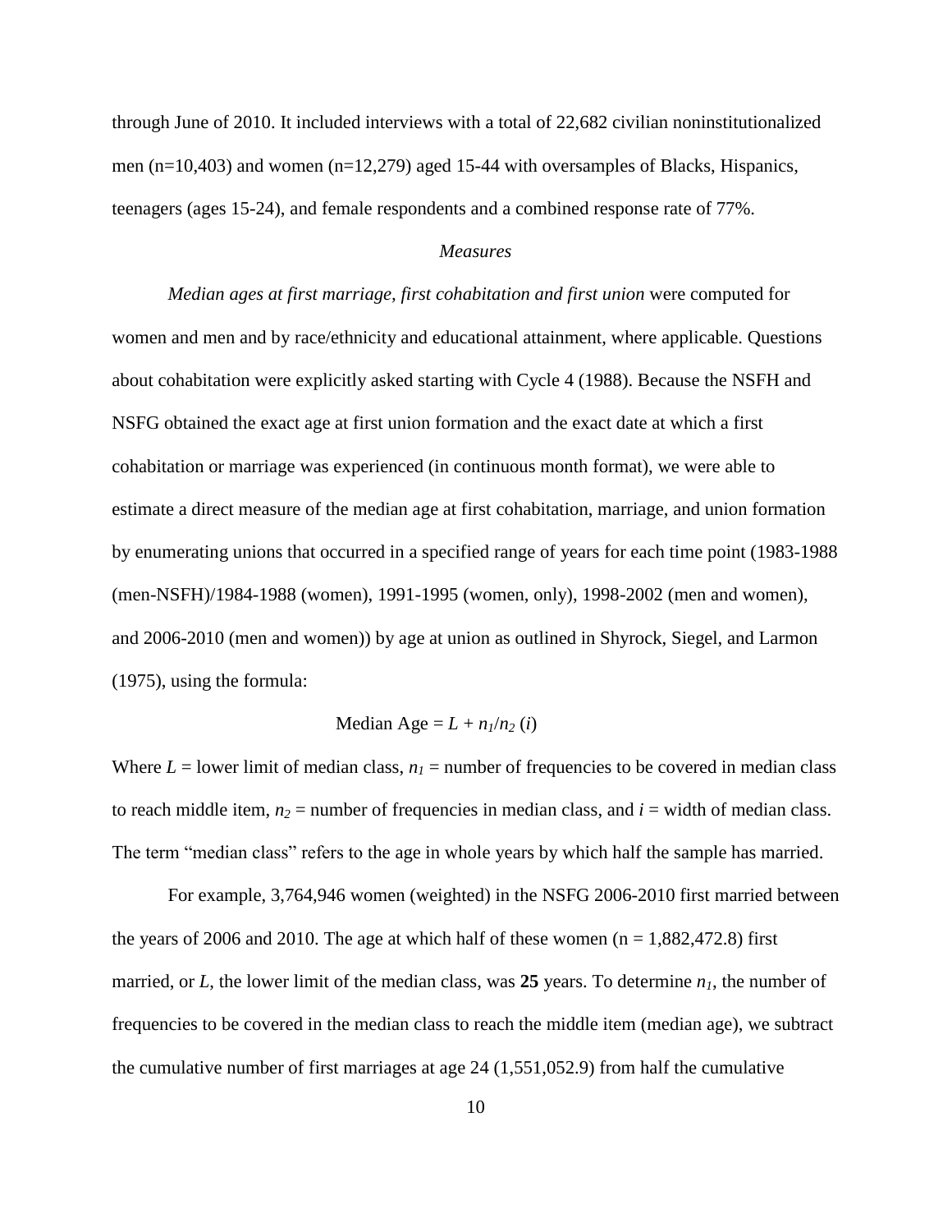through June of 2010. It included interviews with a total of 22,682 civilian noninstitutionalized men (n=10,403) and women (n=12,279) aged 15-44 with oversamples of Blacks, Hispanics, teenagers (ages 15-24), and female respondents and a combined response rate of 77%.

### *Measures*

*Median ages at first marriage, first cohabitation and first union* were computed for women and men and by race/ethnicity and educational attainment, where applicable. Questions about cohabitation were explicitly asked starting with Cycle 4 (1988). Because the NSFH and NSFG obtained the exact age at first union formation and the exact date at which a first cohabitation or marriage was experienced (in continuous month format), we were able to estimate a direct measure of the median age at first cohabitation, marriage, and union formation by enumerating unions that occurred in a specified range of years for each time point (1983-1988 (men-NSFH)/1984-1988 (women), 1991-1995 (women, only), 1998-2002 (men and women), and 2006-2010 (men and women)) by age at union as outlined in Shyrock, Siegel, and Larmon (1975), using the formula:

$$\text{Median Age} = L + n_1/n_2\ (i)$$

Where $L$ = lower limit of median class, $n_1$ = number of frequencies to be covered in median class to reach middle item, $n_2$ = number of frequencies in median class, and $i$ = width of median class. The term "median class" refers to the age in whole years by which half the sample has married.

For example, 3,764,946 women (weighted) in the NSFG 2006-2010 first married between the years of 2006 and 2010. The age at which half of these women (n = 1,882,472.8) first married, or $L$, the lower limit of the median class, was **25** years. To determine $n_1$, the number of frequencies to be covered in the median class to reach the middle item (median age), we subtract the cumulative number of first marriages at age 24 (1,551,052.9) from half the cumulative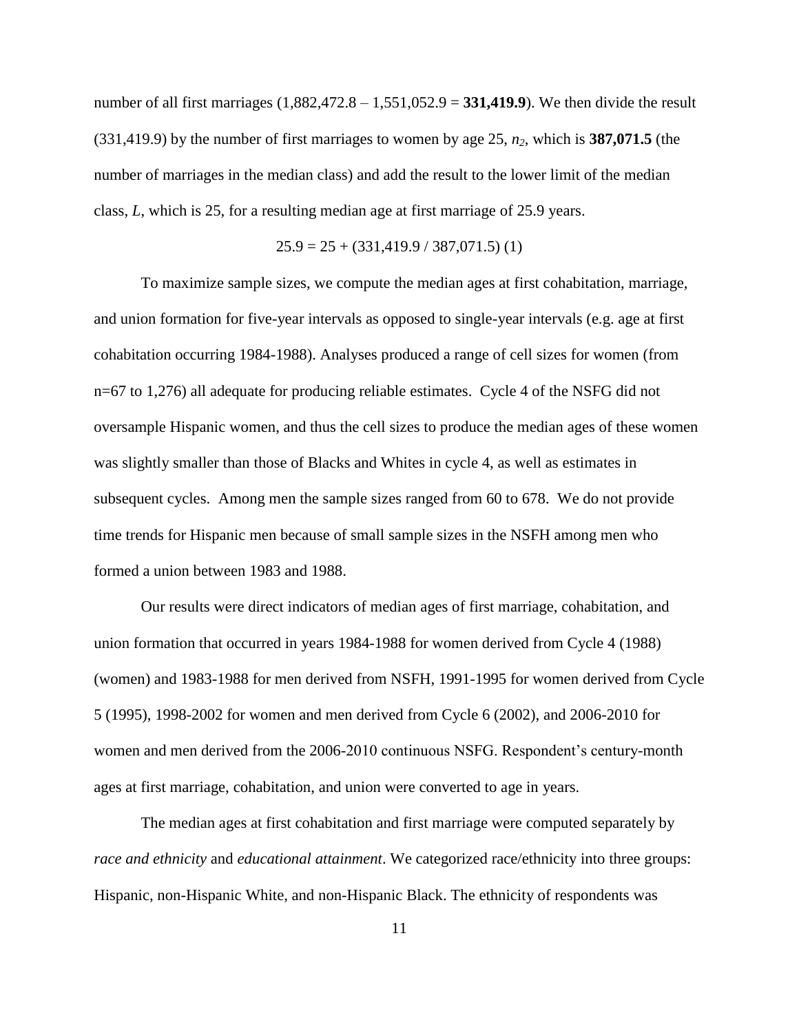number of all first marriages (1,882,472.8 – 1,551,052.9 = **331,419.9**). We then divide the result (331,419.9) by the number of first marriages to women by age 25, $n_2$, which is **387,071.5** (the number of marriages in the median class) and add the result to the lower limit of the median class, *L*, which is 25, for a resulting median age at first marriage of 25.9 years.

$$25.9 = 25 + (331{,}419.9 / 387{,}071.5)\ (1)$$

To maximize sample sizes, we compute the median ages at first cohabitation, marriage, and union formation for five-year intervals as opposed to single-year intervals (e.g. age at first cohabitation occurring 1984-1988). Analyses produced a range of cell sizes for women (from n=67 to 1,276) all adequate for producing reliable estimates. Cycle 4 of the NSFG did not oversample Hispanic women, and thus the cell sizes to produce the median ages of these women was slightly smaller than those of Blacks and Whites in cycle 4, as well as estimates in subsequent cycles. Among men the sample sizes ranged from 60 to 678. We do not provide time trends for Hispanic men because of small sample sizes in the NSFH among men who formed a union between 1983 and 1988.

Our results were direct indicators of median ages of first marriage, cohabitation, and union formation that occurred in years 1984-1988 for women derived from Cycle 4 (1988) (women) and 1983-1988 for men derived from NSFH, 1991-1995 for women derived from Cycle 5 (1995), 1998-2002 for women and men derived from Cycle 6 (2002), and 2006-2010 for women and men derived from the 2006-2010 continuous NSFG. Respondent's century-month ages at first marriage, cohabitation, and union were converted to age in years.

The median ages at first cohabitation and first marriage were computed separately by *race and ethnicity* and *educational attainment*. We categorized race/ethnicity into three groups: Hispanic, non-Hispanic White, and non-Hispanic Black. The ethnicity of respondents was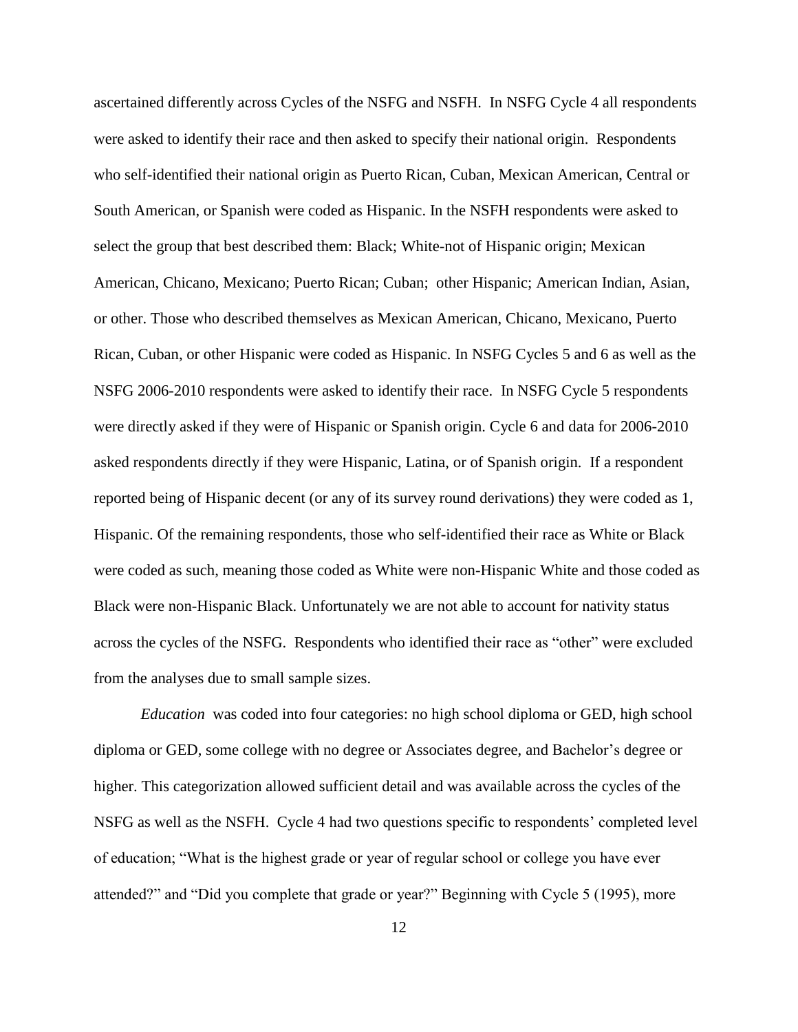ascertained differently across Cycles of the NSFG and NSFH. In NSFG Cycle 4 all respondents were asked to identify their race and then asked to specify their national origin. Respondents who self-identified their national origin as Puerto Rican, Cuban, Mexican American, Central or South American, or Spanish were coded as Hispanic. In the NSFH respondents were asked to select the group that best described them: Black; White-not of Hispanic origin; Mexican American, Chicano, Mexicano; Puerto Rican; Cuban; other Hispanic; American Indian, Asian, or other. Those who described themselves as Mexican American, Chicano, Mexicano, Puerto Rican, Cuban, or other Hispanic were coded as Hispanic. In NSFG Cycles 5 and 6 as well as the NSFG 2006-2010 respondents were asked to identify their race. In NSFG Cycle 5 respondents were directly asked if they were of Hispanic or Spanish origin. Cycle 6 and data for 2006-2010 asked respondents directly if they were Hispanic, Latina, or of Spanish origin. If a respondent reported being of Hispanic decent (or any of its survey round derivations) they were coded as 1, Hispanic. Of the remaining respondents, those who self-identified their race as White or Black were coded as such, meaning those coded as White were non-Hispanic White and those coded as Black were non-Hispanic Black. Unfortunately we are not able to account for nativity status across the cycles of the NSFG. Respondents who identified their race as "other" were excluded from the analyses due to small sample sizes.

*Education* was coded into four categories: no high school diploma or GED, high school diploma or GED, some college with no degree or Associates degree, and Bachelor's degree or higher. This categorization allowed sufficient detail and was available across the cycles of the NSFG as well as the NSFH. Cycle 4 had two questions specific to respondents' completed level of education; "What is the highest grade or year of regular school or college you have ever attended?" and "Did you complete that grade or year?" Beginning with Cycle 5 (1995), more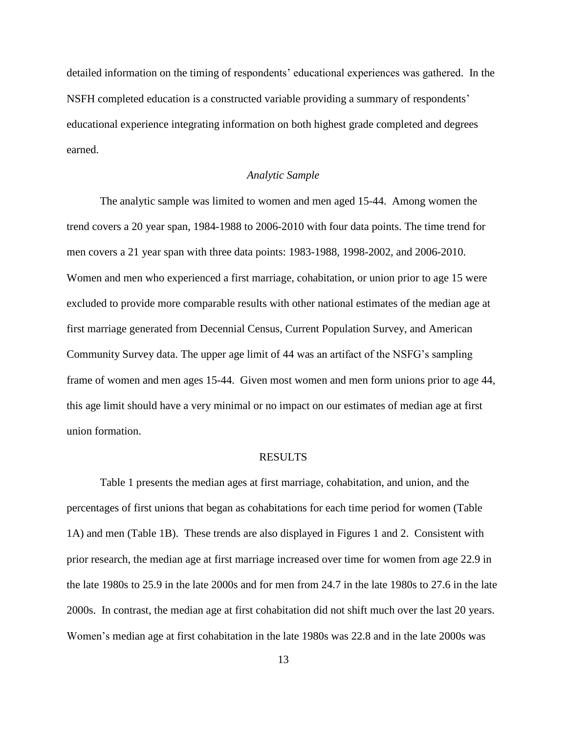detailed information on the timing of respondents' educational experiences was gathered. In the NSFH completed education is a constructed variable providing a summary of respondents' educational experience integrating information on both highest grade completed and degrees earned.

### *Analytic Sample*

The analytic sample was limited to women and men aged 15-44. Among women the trend covers a 20 year span, 1984-1988 to 2006-2010 with four data points. The time trend for men covers a 21 year span with three data points: 1983-1988, 1998-2002, and 2006-2010. Women and men who experienced a first marriage, cohabitation, or union prior to age 15 were excluded to provide more comparable results with other national estimates of the median age at first marriage generated from Decennial Census, Current Population Survey, and American Community Survey data. The upper age limit of 44 was an artifact of the NSFG's sampling frame of women and men ages 15-44. Given most women and men form unions prior to age 44, this age limit should have a very minimal or no impact on our estimates of median age at first union formation.

## RESULTS

Table 1 presents the median ages at first marriage, cohabitation, and union, and the percentages of first unions that began as cohabitations for each time period for women (Table 1A) and men (Table 1B). These trends are also displayed in Figures 1 and 2. Consistent with prior research, the median age at first marriage increased over time for women from age 22.9 in the late 1980s to 25.9 in the late 2000s and for men from 24.7 in the late 1980s to 27.6 in the late 2000s. In contrast, the median age at first cohabitation did not shift much over the last 20 years. Women's median age at first cohabitation in the late 1980s was 22.8 and in the late 2000s was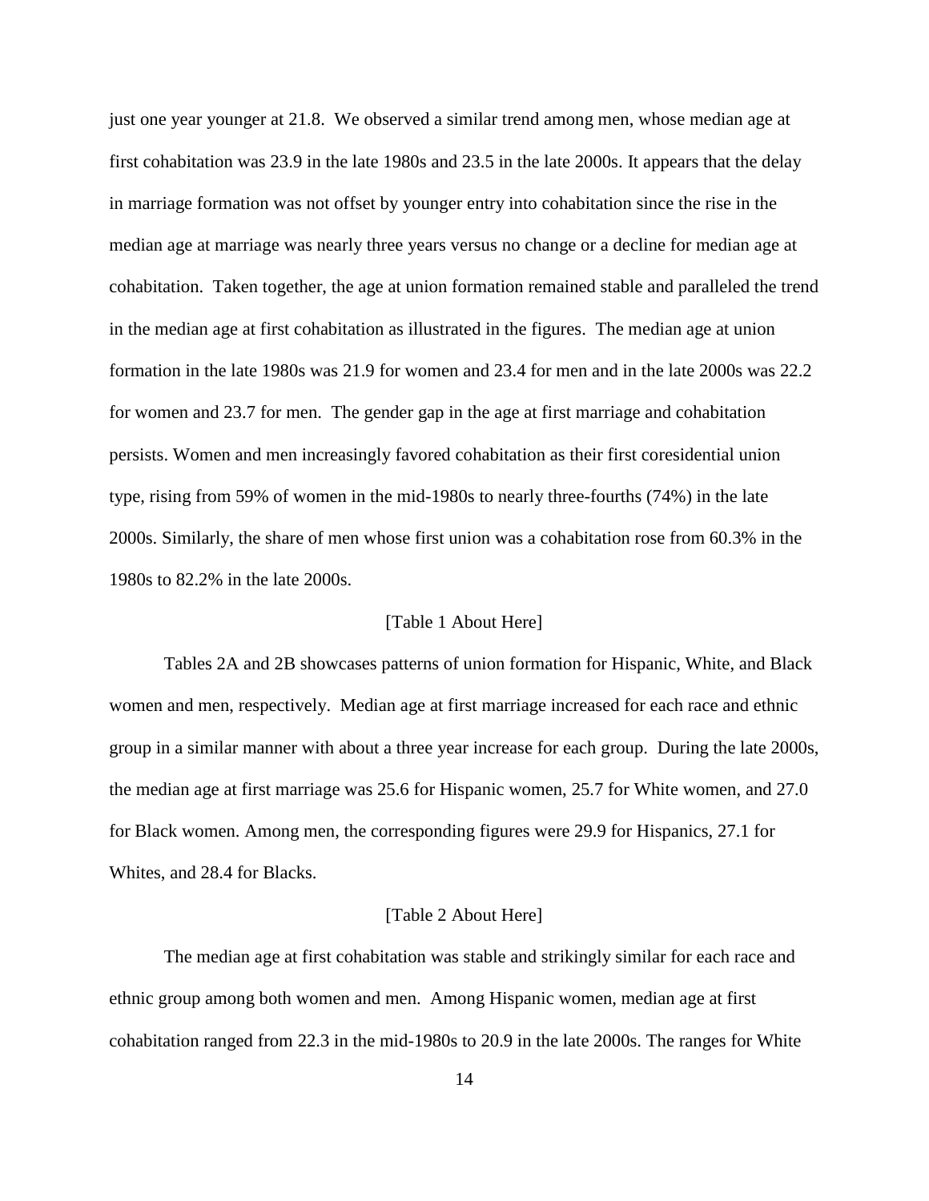just one year younger at 21.8. We observed a similar trend among men, whose median age at first cohabitation was 23.9 in the late 1980s and 23.5 in the late 2000s. It appears that the delay in marriage formation was not offset by younger entry into cohabitation since the rise in the median age at marriage was nearly three years versus no change or a decline for median age at cohabitation. Taken together, the age at union formation remained stable and paralleled the trend in the median age at first cohabitation as illustrated in the figures. The median age at union formation in the late 1980s was 21.9 for women and 23.4 for men and in the late 2000s was 22.2 for women and 23.7 for men. The gender gap in the age at first marriage and cohabitation persists. Women and men increasingly favored cohabitation as their first coresidential union type, rising from 59% of women in the mid-1980s to nearly three-fourths (74%) in the late 2000s. Similarly, the share of men whose first union was a cohabitation rose from 60.3% in the 1980s to 82.2% in the late 2000s.

[Table 1 About Here]

Tables 2A and 2B showcases patterns of union formation for Hispanic, White, and Black women and men, respectively. Median age at first marriage increased for each race and ethnic group in a similar manner with about a three year increase for each group. During the late 2000s, the median age at first marriage was 25.6 for Hispanic women, 25.7 for White women, and 27.0 for Black women. Among men, the corresponding figures were 29.9 for Hispanics, 27.1 for Whites, and 28.4 for Blacks.

[Table 2 About Here]

The median age at first cohabitation was stable and strikingly similar for each race and ethnic group among both women and men. Among Hispanic women, median age at first cohabitation ranged from 22.3 in the mid-1980s to 20.9 in the late 2000s. The ranges for White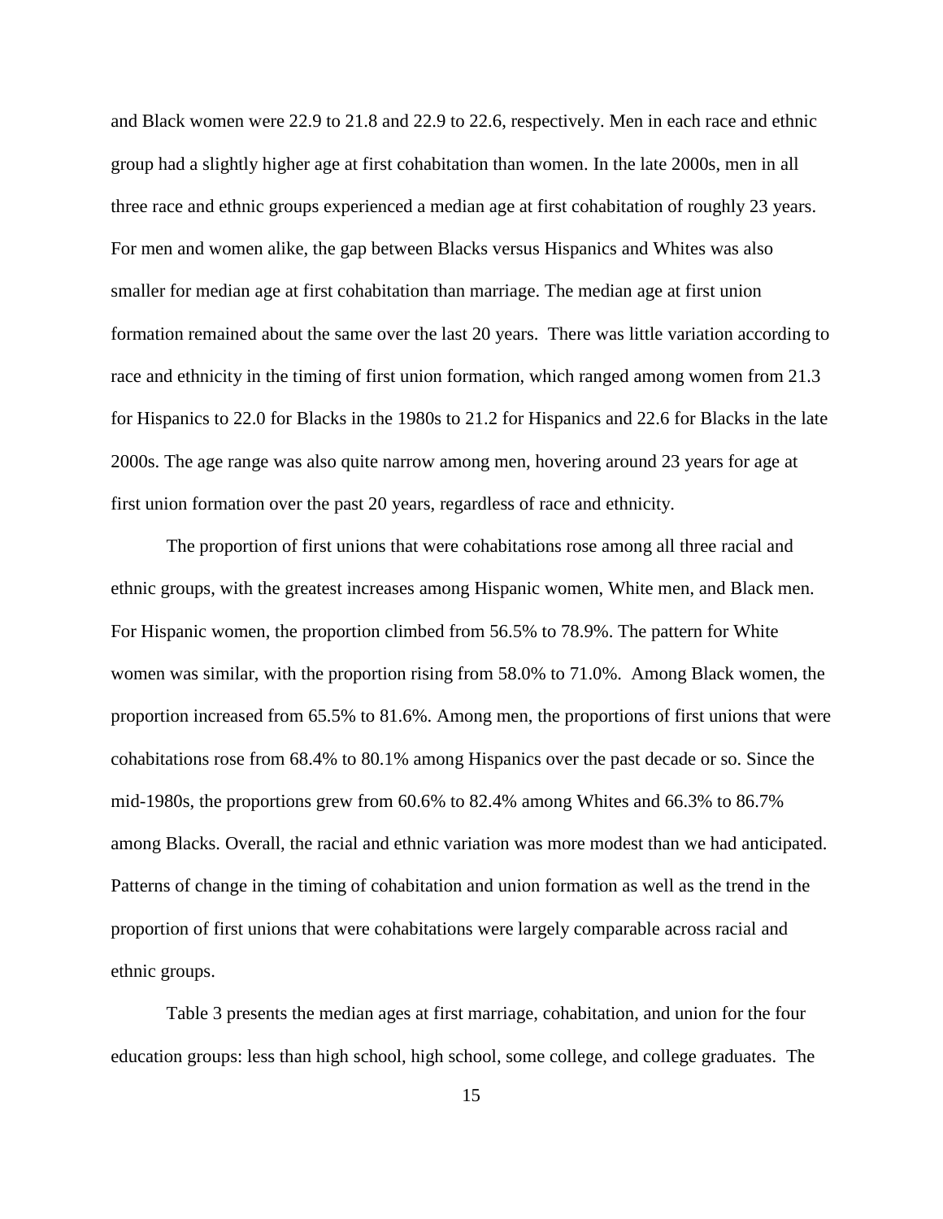and Black women were 22.9 to 21.8 and 22.9 to 22.6, respectively. Men in each race and ethnic group had a slightly higher age at first cohabitation than women. In the late 2000s, men in all three race and ethnic groups experienced a median age at first cohabitation of roughly 23 years. For men and women alike, the gap between Blacks versus Hispanics and Whites was also smaller for median age at first cohabitation than marriage. The median age at first union formation remained about the same over the last 20 years. There was little variation according to race and ethnicity in the timing of first union formation, which ranged among women from 21.3 for Hispanics to 22.0 for Blacks in the 1980s to 21.2 for Hispanics and 22.6 for Blacks in the late 2000s. The age range was also quite narrow among men, hovering around 23 years for age at first union formation over the past 20 years, regardless of race and ethnicity.

The proportion of first unions that were cohabitations rose among all three racial and ethnic groups, with the greatest increases among Hispanic women, White men, and Black men. For Hispanic women, the proportion climbed from 56.5% to 78.9%. The pattern for White women was similar, with the proportion rising from 58.0% to 71.0%. Among Black women, the proportion increased from 65.5% to 81.6%. Among men, the proportions of first unions that were cohabitations rose from 68.4% to 80.1% among Hispanics over the past decade or so. Since the mid-1980s, the proportions grew from 60.6% to 82.4% among Whites and 66.3% to 86.7% among Blacks. Overall, the racial and ethnic variation was more modest than we had anticipated. Patterns of change in the timing of cohabitation and union formation as well as the trend in the proportion of first unions that were cohabitations were largely comparable across racial and ethnic groups.

Table 3 presents the median ages at first marriage, cohabitation, and union for the four education groups: less than high school, high school, some college, and college graduates. The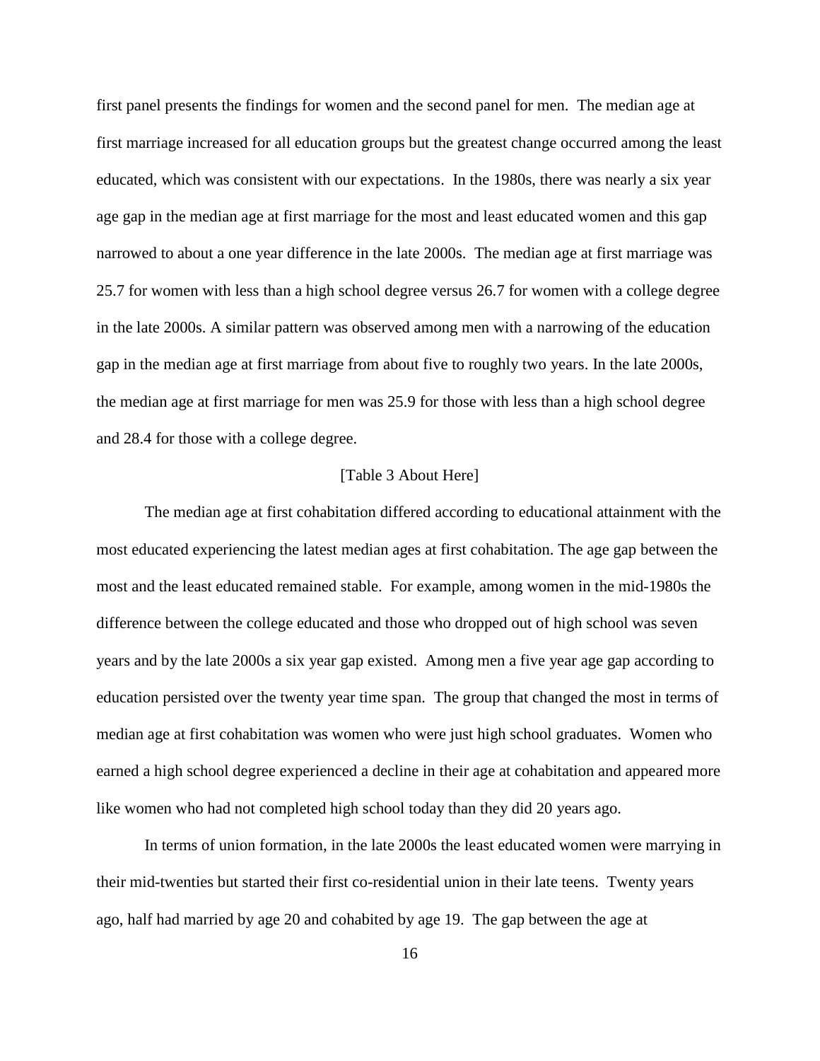first panel presents the findings for women and the second panel for men. The median age at first marriage increased for all education groups but the greatest change occurred among the least educated, which was consistent with our expectations. In the 1980s, there was nearly a six year age gap in the median age at first marriage for the most and least educated women and this gap narrowed to about a one year difference in the late 2000s. The median age at first marriage was 25.7 for women with less than a high school degree versus 26.7 for women with a college degree in the late 2000s. A similar pattern was observed among men with a narrowing of the education gap in the median age at first marriage from about five to roughly two years. In the late 2000s, the median age at first marriage for men was 25.9 for those with less than a high school degree and 28.4 for those with a college degree.

[Table 3 About Here]

The median age at first cohabitation differed according to educational attainment with the most educated experiencing the latest median ages at first cohabitation. The age gap between the most and the least educated remained stable. For example, among women in the mid-1980s the difference between the college educated and those who dropped out of high school was seven years and by the late 2000s a six year gap existed. Among men a five year age gap according to education persisted over the twenty year time span. The group that changed the most in terms of median age at first cohabitation was women who were just high school graduates. Women who earned a high school degree experienced a decline in their age at cohabitation and appeared more like women who had not completed high school today than they did 20 years ago.

In terms of union formation, in the late 2000s the least educated women were marrying in their mid-twenties but started their first co-residential union in their late teens. Twenty years ago, half had married by age 20 and cohabited by age 19. The gap between the age at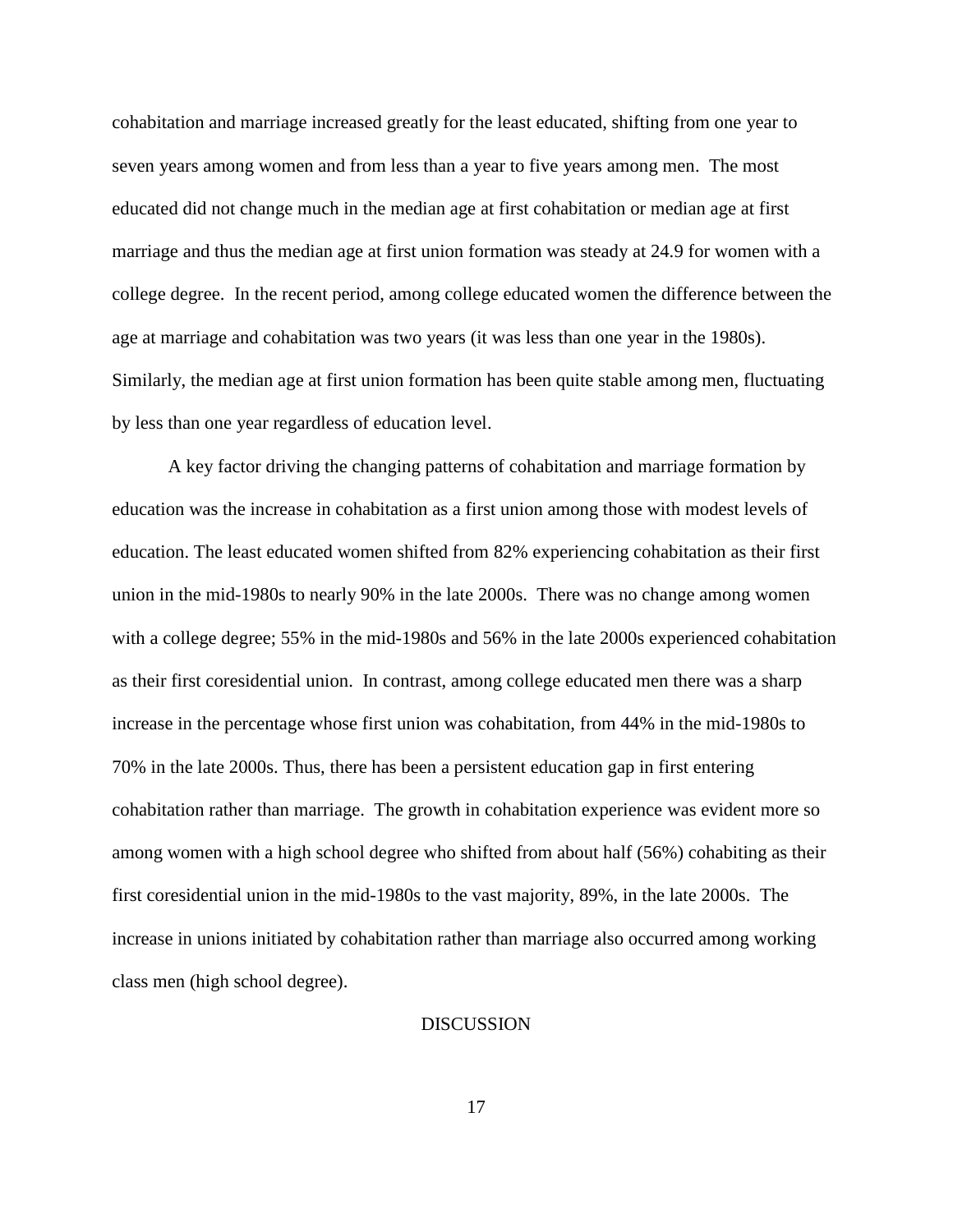cohabitation and marriage increased greatly for the least educated, shifting from one year to seven years among women and from less than a year to five years among men. The most educated did not change much in the median age at first cohabitation or median age at first marriage and thus the median age at first union formation was steady at 24.9 for women with a college degree. In the recent period, among college educated women the difference between the age at marriage and cohabitation was two years (it was less than one year in the 1980s). Similarly, the median age at first union formation has been quite stable among men, fluctuating by less than one year regardless of education level.

A key factor driving the changing patterns of cohabitation and marriage formation by education was the increase in cohabitation as a first union among those with modest levels of education. The least educated women shifted from 82% experiencing cohabitation as their first union in the mid-1980s to nearly 90% in the late 2000s. There was no change among women with a college degree; 55% in the mid-1980s and 56% in the late 2000s experienced cohabitation as their first coresidential union. In contrast, among college educated men there was a sharp increase in the percentage whose first union was cohabitation, from 44% in the mid-1980s to 70% in the late 2000s. Thus, there has been a persistent education gap in first entering cohabitation rather than marriage. The growth in cohabitation experience was evident more so among women with a high school degree who shifted from about half (56%) cohabiting as their first coresidential union in the mid-1980s to the vast majority, 89%, in the late 2000s. The increase in unions initiated by cohabitation rather than marriage also occurred among working class men (high school degree).

## DISCUSSION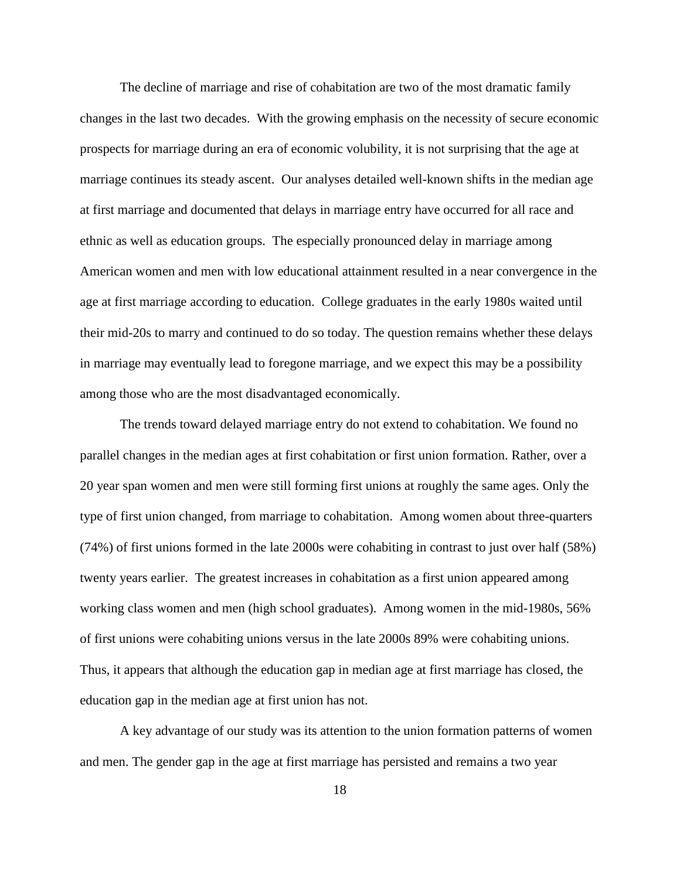The decline of marriage and rise of cohabitation are two of the most dramatic family changes in the last two decades. With the growing emphasis on the necessity of secure economic prospects for marriage during an era of economic volubility, it is not surprising that the age at marriage continues its steady ascent. Our analyses detailed well-known shifts in the median age at first marriage and documented that delays in marriage entry have occurred for all race and ethnic as well as education groups. The especially pronounced delay in marriage among American women and men with low educational attainment resulted in a near convergence in the age at first marriage according to education. College graduates in the early 1980s waited until their mid-20s to marry and continued to do so today. The question remains whether these delays in marriage may eventually lead to foregone marriage, and we expect this may be a possibility among those who are the most disadvantaged economically.

The trends toward delayed marriage entry do not extend to cohabitation. We found no parallel changes in the median ages at first cohabitation or first union formation. Rather, over a 20 year span women and men were still forming first unions at roughly the same ages. Only the type of first union changed, from marriage to cohabitation. Among women about three-quarters (74%) of first unions formed in the late 2000s were cohabiting in contrast to just over half (58%) twenty years earlier. The greatest increases in cohabitation as a first union appeared among working class women and men (high school graduates). Among women in the mid-1980s, 56% of first unions were cohabiting unions versus in the late 2000s 89% were cohabiting unions. Thus, it appears that although the education gap in median age at first marriage has closed, the education gap in the median age at first union has not.

A key advantage of our study was its attention to the union formation patterns of women and men. The gender gap in the age at first marriage has persisted and remains a two year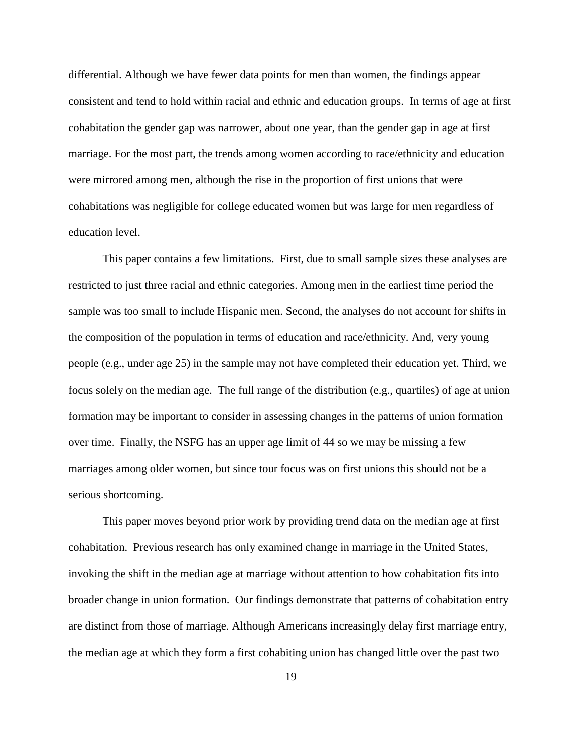differential. Although we have fewer data points for men than women, the findings appear consistent and tend to hold within racial and ethnic and education groups. In terms of age at first cohabitation the gender gap was narrower, about one year, than the gender gap in age at first marriage. For the most part, the trends among women according to race/ethnicity and education were mirrored among men, although the rise in the proportion of first unions that were cohabitations was negligible for college educated women but was large for men regardless of education level.

This paper contains a few limitations. First, due to small sample sizes these analyses are restricted to just three racial and ethnic categories. Among men in the earliest time period the sample was too small to include Hispanic men. Second, the analyses do not account for shifts in the composition of the population in terms of education and race/ethnicity. And, very young people (e.g., under age 25) in the sample may not have completed their education yet. Third, we focus solely on the median age. The full range of the distribution (e.g., quartiles) of age at union formation may be important to consider in assessing changes in the patterns of union formation over time. Finally, the NSFG has an upper age limit of 44 so we may be missing a few marriages among older women, but since tour focus was on first unions this should not be a serious shortcoming.

This paper moves beyond prior work by providing trend data on the median age at first cohabitation. Previous research has only examined change in marriage in the United States, invoking the shift in the median age at marriage without attention to how cohabitation fits into broader change in union formation. Our findings demonstrate that patterns of cohabitation entry are distinct from those of marriage. Although Americans increasingly delay first marriage entry, the median age at which they form a first cohabiting union has changed little over the past two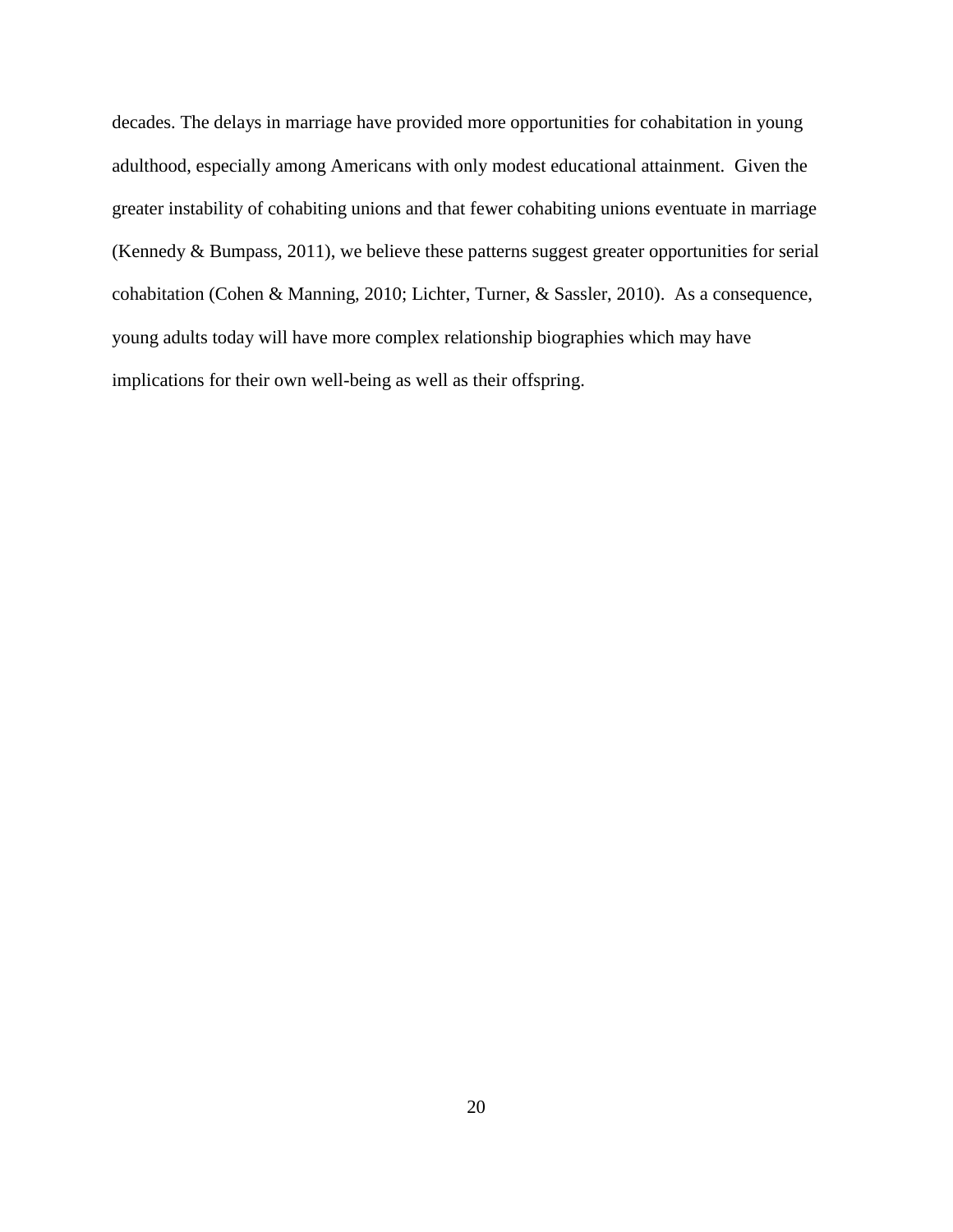decades. The delays in marriage have provided more opportunities for cohabitation in young adulthood, especially among Americans with only modest educational attainment. Given the greater instability of cohabiting unions and that fewer cohabiting unions eventuate in marriage (Kennedy & Bumpass, 2011), we believe these patterns suggest greater opportunities for serial cohabitation (Cohen & Manning, 2010; Lichter, Turner, & Sassler, 2010). As a consequence, young adults today will have more complex relationship biographies which may have implications for their own well-being as well as their offspring.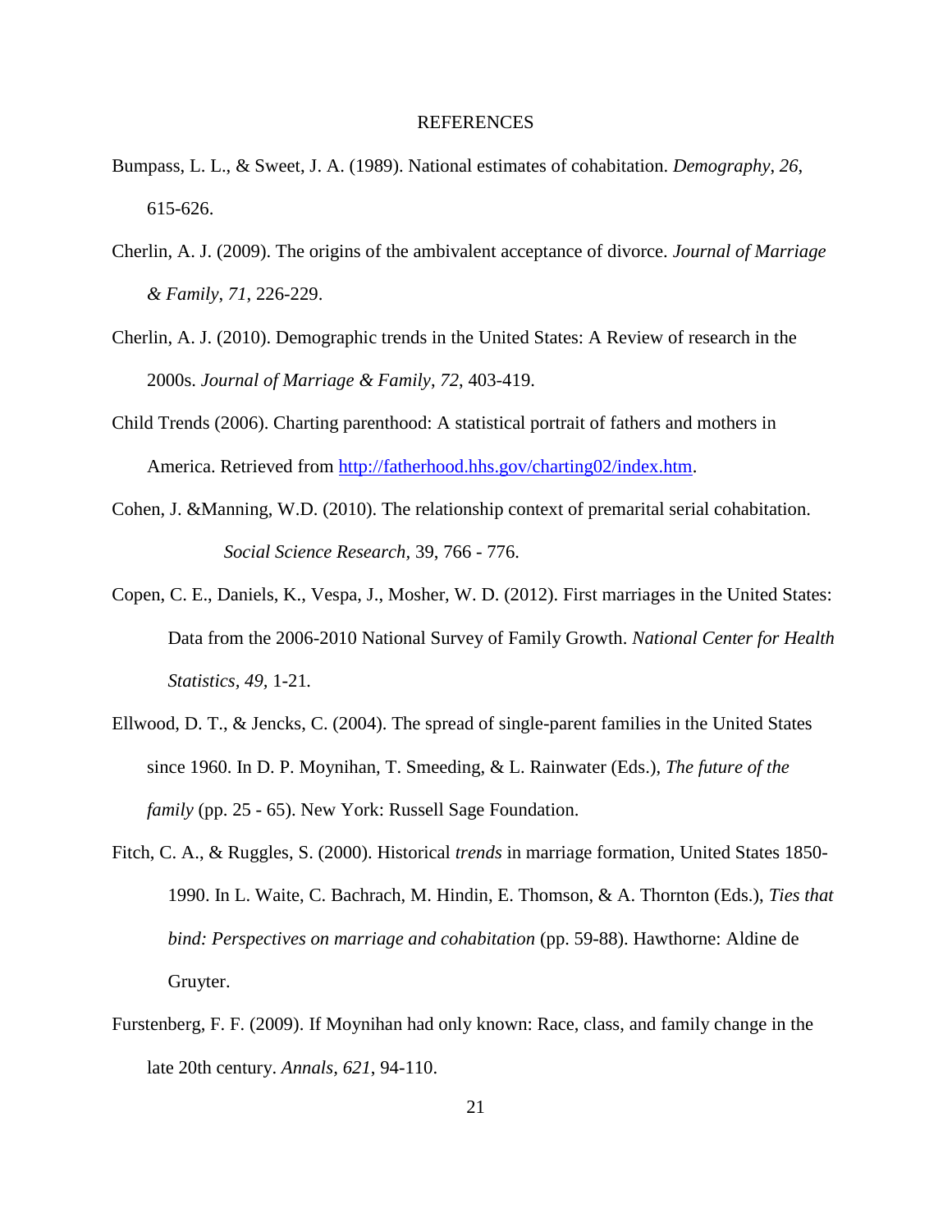# REFERENCES

Bumpass, L. L., & Sweet, J. A. (1989). National estimates of cohabitation. *Demography*, *26*, 615-626.

Cherlin, A. J. (2009). The origins of the ambivalent acceptance of divorce. *Journal of Marriage & Family*, *71*, 226-229.

Cherlin, A. J. (2010). Demographic trends in the United States: A Review of research in the 2000s. *Journal of Marriage & Family*, *72*, 403-419.

Child Trends (2006). Charting parenthood: A statistical portrait of fathers and mothers in America. Retrieved from http://fatherhood.hhs.gov/charting02/index.htm.

Cohen, J. &Manning, W.D. (2010). The relationship context of premarital serial cohabitation. *Social Science Research,* 39, 766 - 776.

Copen, C. E., Daniels, K., Vespa, J., Mosher, W. D. (2012). First marriages in the United States: Data from the 2006-2010 National Survey of Family Growth. *National Center for Health Statistics, 49,* 1-21.

Ellwood, D. T., & Jencks, C. (2004). The spread of single-parent families in the United States since 1960. In D. P. Moynihan, T. Smeeding, & L. Rainwater (Eds.), *The future of the family* (pp. 25 - 65). New York: Russell Sage Foundation.

Fitch, C. A., & Ruggles, S. (2000). Historical *trends* in marriage formation, United States 1850-1990. In L. Waite, C. Bachrach, M. Hindin, E. Thomson, & A. Thornton (Eds.), *Ties that bind: Perspectives on marriage and cohabitation* (pp. 59-88). Hawthorne: Aldine de Gruyter.

Furstenberg, F. F. (2009). If Moynihan had only known: Race, class, and family change in the late 20th century. *Annals, 621*, 94-110.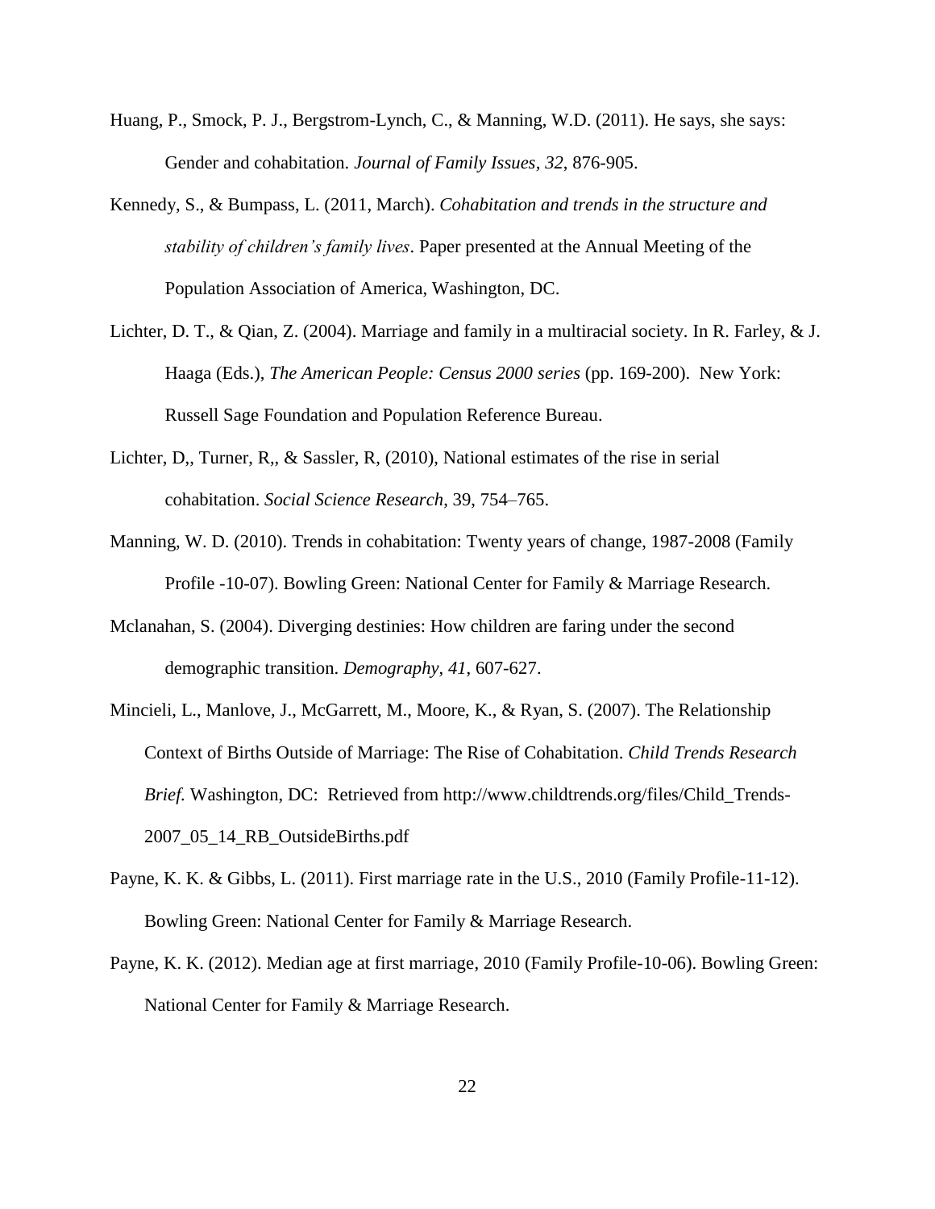Huang, P., Smock, P. J., Bergstrom-Lynch, C., & Manning, W.D. (2011). He says, she says: Gender and cohabitation. *Journal of Family Issues, 32*, 876-905.

Kennedy, S., & Bumpass, L. (2011, March). *Cohabitation and trends in the structure and stability of children's family lives*. Paper presented at the Annual Meeting of the Population Association of America, Washington, DC.

Lichter, D. T., & Qian, Z. (2004). Marriage and family in a multiracial society. In R. Farley, & J. Haaga (Eds.), *The American People: Census 2000 series* (pp. 169-200). New York: Russell Sage Foundation and Population Reference Bureau.

Lichter, D,, Turner, R,, & Sassler, R, (2010), National estimates of the rise in serial cohabitation. *Social Science Research*, 39, 754–765.

Manning, W. D. (2010). Trends in cohabitation: Twenty years of change, 1987-2008 (Family Profile -10-07). Bowling Green: National Center for Family & Marriage Research.

Mclanahan, S. (2004). Diverging destinies: How children are faring under the second demographic transition. *Demography*, *41*, 607-627.

Mincieli, L., Manlove, J., McGarrett, M., Moore, K., & Ryan, S. (2007). The Relationship Context of Births Outside of Marriage: The Rise of Cohabitation. *Child Trends Research Brief.* Washington, DC: Retrieved from http://www.childtrends.org/files/Child_Trends-2007_05_14_RB_OutsideBirths.pdf

Payne, K. K. & Gibbs, L. (2011). First marriage rate in the U.S., 2010 (Family Profile-11-12). Bowling Green: National Center for Family & Marriage Research.

Payne, K. K. (2012). Median age at first marriage, 2010 (Family Profile-10-06). Bowling Green: National Center for Family & Marriage Research.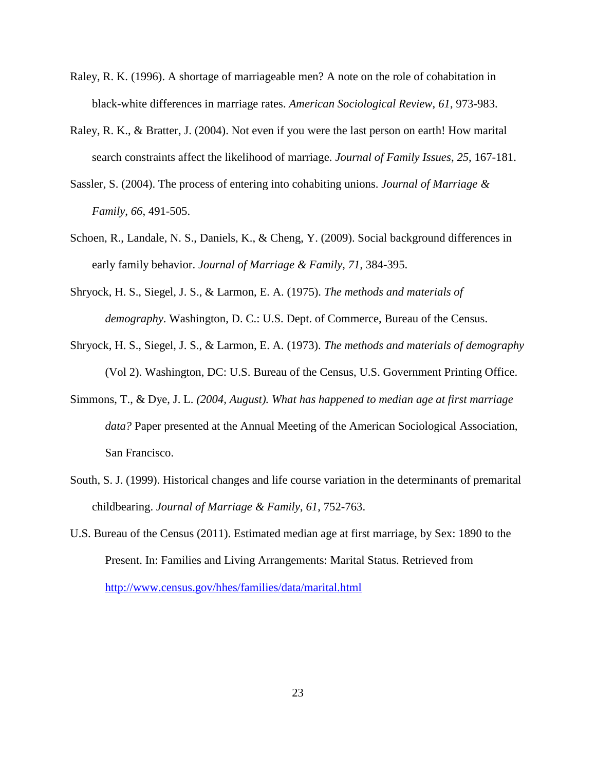Raley, R. K. (1996). A shortage of marriageable men? A note on the role of cohabitation in black-white differences in marriage rates. *American Sociological Review*, *61*, 973-983.

Raley, R. K., & Bratter, J. (2004). Not even if you were the last person on earth! How marital search constraints affect the likelihood of marriage. *Journal of Family Issues*, *25*, 167-181.

Sassler, S. (2004). The process of entering into cohabiting unions. *Journal of Marriage & Family*, *66*, 491-505.

Schoen, R., Landale, N. S., Daniels, K., & Cheng, Y. (2009). Social background differences in early family behavior. *Journal of Marriage & Family*, *71*, 384-395.

Shryock, H. S., Siegel, J. S., & Larmon, E. A. (1975). *The methods and materials of demography*. Washington, D. C.: U.S. Dept. of Commerce, Bureau of the Census.

Shryock, H. S., Siegel, J. S., & Larmon, E. A. (1973). *The methods and materials of demography* (Vol 2). Washington, DC: U.S. Bureau of the Census, U.S. Government Printing Office.

Simmons, T., & Dye, J. L. *(2004, August). What has happened to median age at first marriage data?* Paper presented at the Annual Meeting of the American Sociological Association, San Francisco.

South, S. J. (1999). Historical changes and life course variation in the determinants of premarital childbearing. *Journal of Marriage & Family*, *61*, 752-763.

U.S. Bureau of the Census (2011). Estimated median age at first marriage, by Sex: 1890 to the Present. In: Families and Living Arrangements: Marital Status. Retrieved from http://www.census.gov/hhes/families/data/marital.html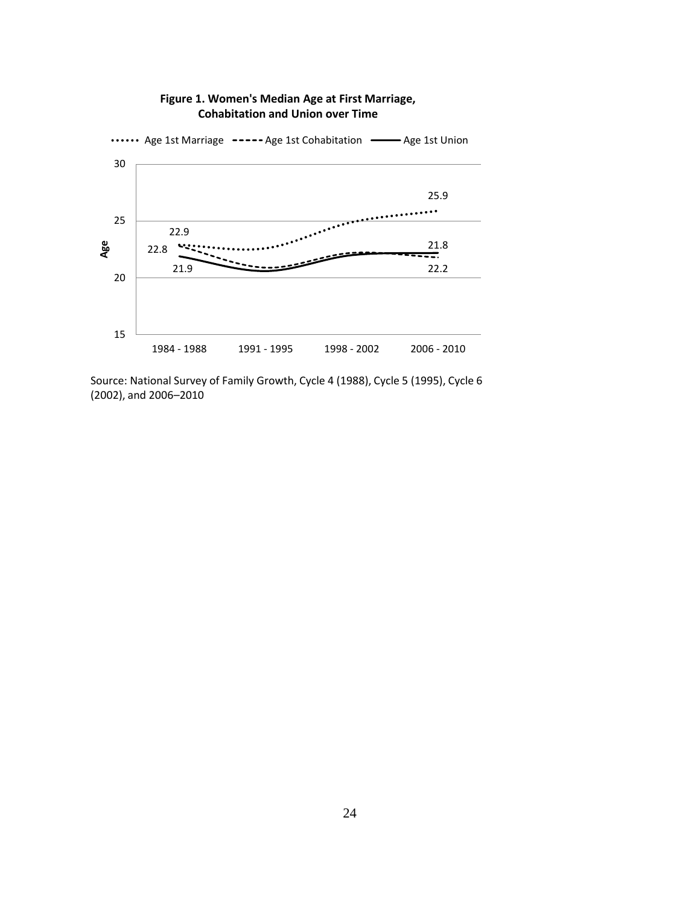**Figure 1. Women's Median Age at First Marriage, Cohabitation and Union over Time**

Source: National Survey of Family Growth, Cycle 4 (1988), Cycle 5 (1995), Cycle 6 (2002), and 2006–2010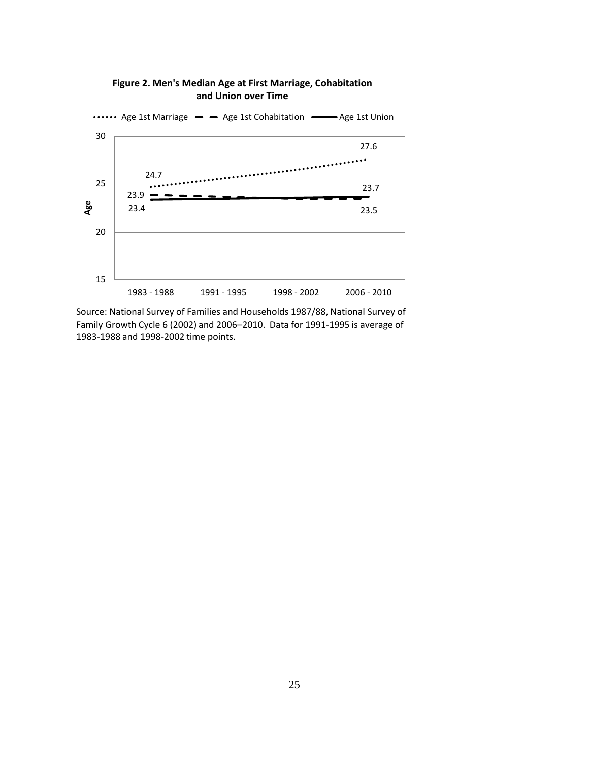**Figure 2. Men's Median Age at First Marriage, Cohabitation and Union over Time**

Source: National Survey of Families and Households 1987/88, National Survey of Family Growth Cycle 6 (2002) and 2006–2010. Data for 1991-1995 is average of 1983-1988 and 1998-2002 time points.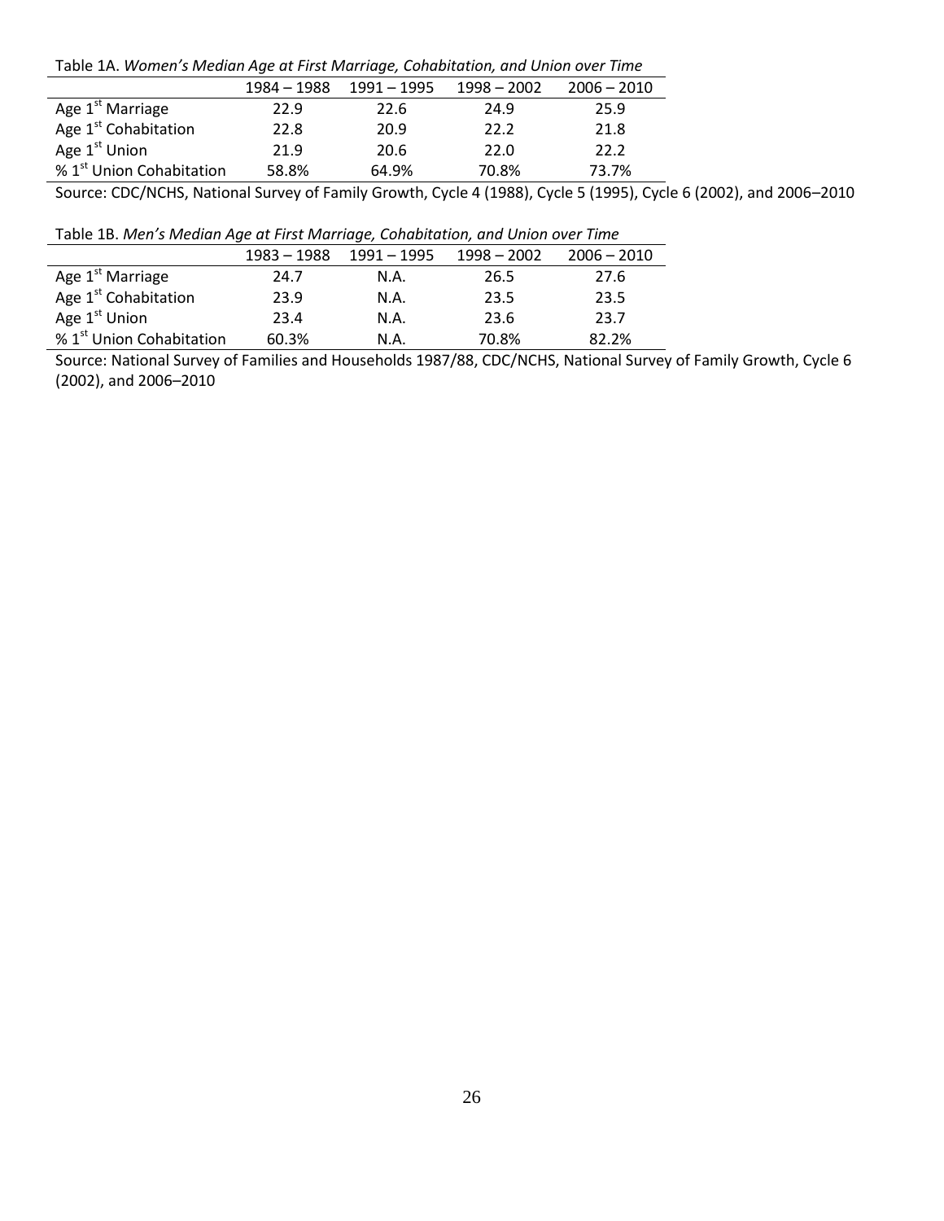Table 1A. *Women's Median Age at First Marriage, Cohabitation, and Union over Time*

| | 1984 – 1988 | 1991 – 1995 | 1998 – 2002 | 2006 – 2010 |
|---|---|---|---|---|
| Age 1st Marriage | 22.9 | 22.6 | 24.9 | 25.9 |
| Age 1st Cohabitation | 22.8 | 20.9 | 22.2 | 21.8 |
| Age 1st Union | 21.9 | 20.6 | 22.0 | 22.2 |
| % 1st Union Cohabitation | 58.8% | 64.9% | 70.8% | 73.7% |

Source: CDC/NCHS, National Survey of Family Growth, Cycle 4 (1988), Cycle 5 (1995), Cycle 6 (2002), and 2006–2010

Table 1B. *Men's Median Age at First Marriage, Cohabitation, and Union over Time*

| | 1983 – 1988 | 1991 – 1995 | 1998 – 2002 | 2006 – 2010 |
|---|---|---|---|---|
| Age 1st Marriage | 24.7 | N.A. | 26.5 | 27.6 |
| Age 1st Cohabitation | 23.9 | N.A. | 23.5 | 23.5 |
| Age 1st Union | 23.4 | N.A. | 23.6 | 23.7 |
| % 1st Union Cohabitation | 60.3% | N.A. | 70.8% | 82.2% |

Source: National Survey of Families and Households 1987/88, CDC/NCHS, National Survey of Family Growth, Cycle 6 (2002), and 2006–2010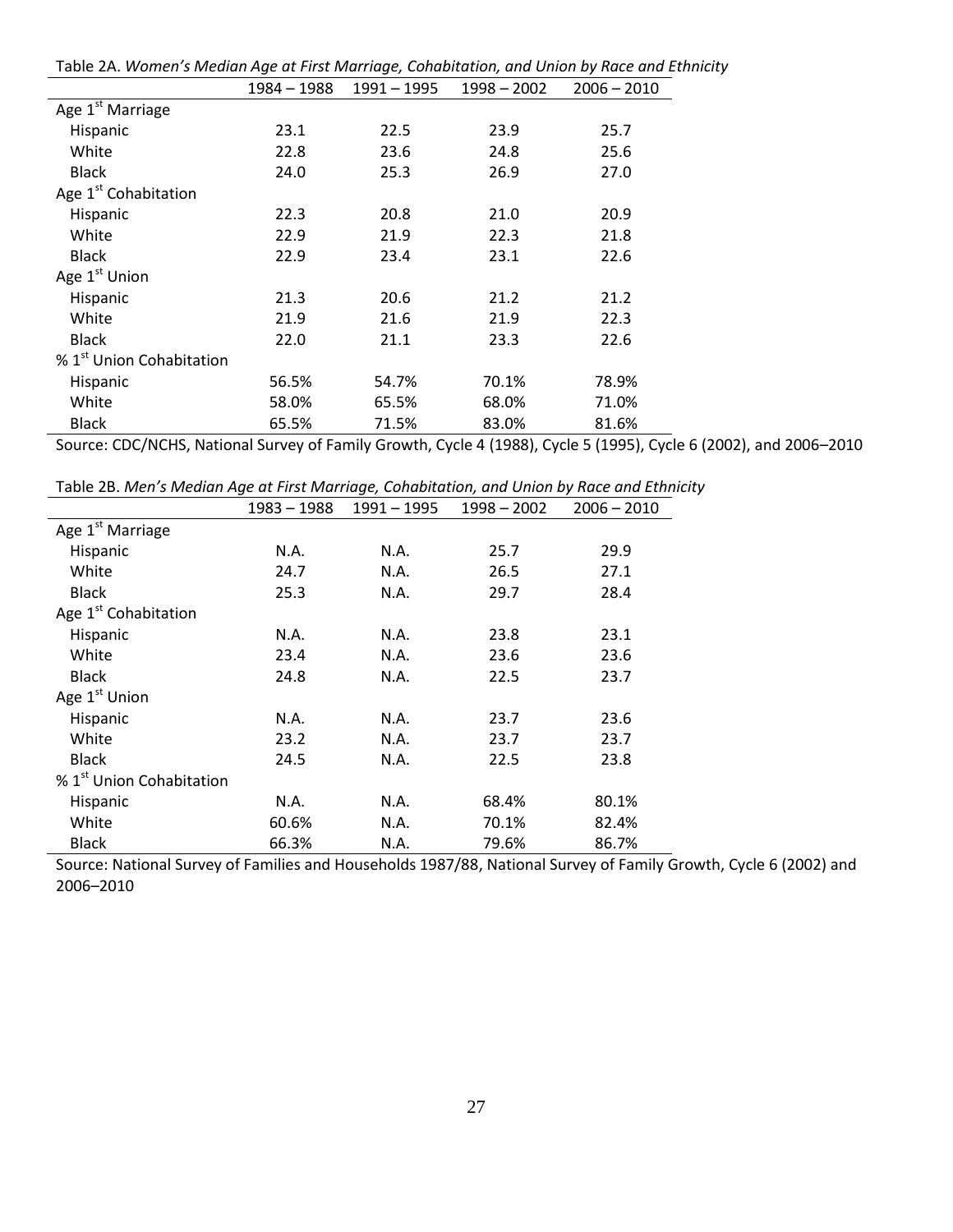Table 2A. *Women's Median Age at First Marriage, Cohabitation, and Union by Race and Ethnicity*

| | 1984 – 1988 | 1991 – 1995 | 1998 – 2002 | 2006 – 2010 |
|---|---|---|---|---|
| Age 1st Marriage | | | | |
| Hispanic | 23.1 | 22.5 | 23.9 | 25.7 |
| White | 22.8 | 23.6 | 24.8 | 25.6 |
| Black | 24.0 | 25.3 | 26.9 | 27.0 |
| Age 1st Cohabitation | | | | |
| Hispanic | 22.3 | 20.8 | 21.0 | 20.9 |
| White | 22.9 | 21.9 | 22.3 | 21.8 |
| Black | 22.9 | 23.4 | 23.1 | 22.6 |
| Age 1st Union | | | | |
| Hispanic | 21.3 | 20.6 | 21.2 | 21.2 |
| White | 21.9 | 21.6 | 21.9 | 22.3 |
| Black | 22.0 | 21.1 | 23.3 | 22.6 |
| % 1st Union Cohabitation | | | | |
| Hispanic | 56.5% | 54.7% | 70.1% | 78.9% |
| White | 58.0% | 65.5% | 68.0% | 71.0% |
| Black | 65.5% | 71.5% | 83.0% | 81.6% |

Source: CDC/NCHS, National Survey of Family Growth, Cycle 4 (1988), Cycle 5 (1995), Cycle 6 (2002), and 2006–2010

Table 2B. *Men's Median Age at First Marriage, Cohabitation, and Union by Race and Ethnicity*

| | 1983 – 1988 | 1991 – 1995 | 1998 – 2002 | 2006 – 2010 |
|---|---|---|---|---|
| Age 1st Marriage | | | | |
| Hispanic | N.A. | N.A. | 25.7 | 29.9 |
| White | 24.7 | N.A. | 26.5 | 27.1 |
| Black | 25.3 | N.A. | 29.7 | 28.4 |
| Age 1st Cohabitation | | | | |
| Hispanic | N.A. | N.A. | 23.8 | 23.1 |
| White | 23.4 | N.A. | 23.6 | 23.6 |
| Black | 24.8 | N.A. | 22.5 | 23.7 |
| Age 1st Union | | | | |
| Hispanic | N.A. | N.A. | 23.7 | 23.6 |
| White | 23.2 | N.A. | 23.7 | 23.7 |
| Black | 24.5 | N.A. | 22.5 | 23.8 |
| % 1st Union Cohabitation | | | | |
| Hispanic | N.A. | N.A. | 68.4% | 80.1% |
| White | 60.6% | N.A. | 70.1% | 82.4% |
| Black | 66.3% | N.A. | 79.6% | 86.7% |

Source: National Survey of Families and Households 1987/88, National Survey of Family Growth, Cycle 6 (2002) and 2006–2010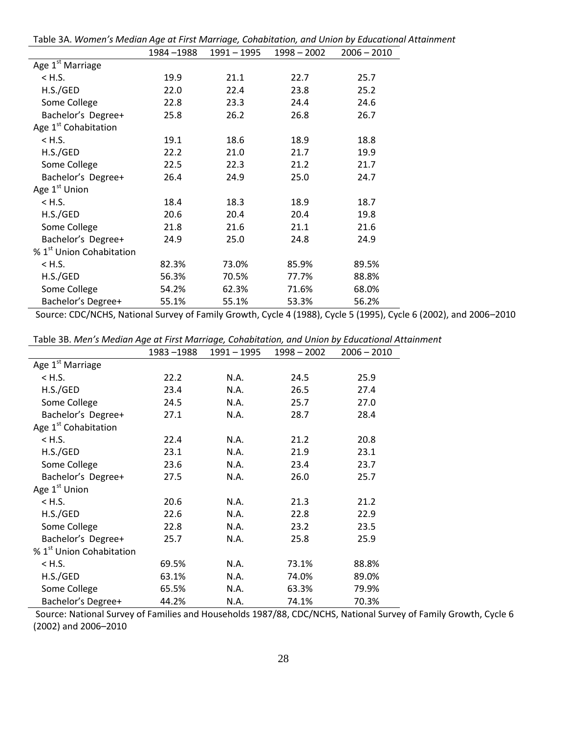Table 3A. *Women's Median Age at First Marriage, Cohabitation, and Union by Educational Attainment*

| | 1984 –1988 | 1991 – 1995 | 1998 – 2002 | 2006 – 2010 |
|---|---|---|---|---|
| Age 1st Marriage | | | | |
| < H.S. | 19.9 | 21.1 | 22.7 | 25.7 |
| H.S./GED | 22.0 | 22.4 | 23.8 | 25.2 |
| Some College | 22.8 | 23.3 | 24.4 | 24.6 |
| Bachelor's Degree+ | 25.8 | 26.2 | 26.8 | 26.7 |
| Age 1st Cohabitation | | | | |
| < H.S. | 19.1 | 18.6 | 18.9 | 18.8 |
| H.S./GED | 22.2 | 21.0 | 21.7 | 19.9 |
| Some College | 22.5 | 22.3 | 21.2 | 21.7 |
| Bachelor's Degree+ | 26.4 | 24.9 | 25.0 | 24.7 |
| Age 1st Union | | | | |
| < H.S. | 18.4 | 18.3 | 18.9 | 18.7 |
| H.S./GED | 20.6 | 20.4 | 20.4 | 19.8 |
| Some College | 21.8 | 21.6 | 21.1 | 21.6 |
| Bachelor's Degree+ | 24.9 | 25.0 | 24.8 | 24.9 |
| % 1st Union Cohabitation | | | | |
| < H.S. | 82.3% | 73.0% | 85.9% | 89.5% |
| H.S./GED | 56.3% | 70.5% | 77.7% | 88.8% |
| Some College | 54.2% | 62.3% | 71.6% | 68.0% |
| Bachelor's Degree+ | 55.1% | 55.1% | 53.3% | 56.2% |

Source: CDC/NCHS, National Survey of Family Growth, Cycle 4 (1988), Cycle 5 (1995), Cycle 6 (2002), and 2006–2010

Table 3B. *Men's Median Age at First Marriage, Cohabitation, and Union by Educational Attainment*

| | 1983 –1988 | 1991 – 1995 | 1998 – 2002 | 2006 – 2010 |
|---|---|---|---|---|
| Age 1st Marriage | | | | |
| < H.S. | 22.2 | N.A. | 24.5 | 25.9 |
| H.S./GED | 23.4 | N.A. | 26.5 | 27.4 |
| Some College | 24.5 | N.A. | 25.7 | 27.0 |
| Bachelor's Degree+ | 27.1 | N.A. | 28.7 | 28.4 |
| Age 1st Cohabitation | | | | |
| < H.S. | 22.4 | N.A. | 21.2 | 20.8 |
| H.S./GED | 23.1 | N.A. | 21.9 | 23.1 |
| Some College | 23.6 | N.A. | 23.4 | 23.7 |
| Bachelor's Degree+ | 27.5 | N.A. | 26.0 | 25.7 |
| Age 1st Union | | | | |
| < H.S. | 20.6 | N.A. | 21.3 | 21.2 |
| H.S./GED | 22.6 | N.A. | 22.8 | 22.9 |
| Some College | 22.8 | N.A. | 23.2 | 23.5 |
| Bachelor's Degree+ | 25.7 | N.A. | 25.8 | 25.9 |
| % 1st Union Cohabitation | | | | |
| < H.S. | 69.5% | N.A. | 73.1% | 88.8% |
| H.S./GED | 63.1% | N.A. | 74.0% | 89.0% |
| Some College | 65.5% | N.A. | 63.3% | 79.9% |
| Bachelor's Degree+ | 44.2% | N.A. | 74.1% | 70.3% |

Source: National Survey of Families and Households 1987/88, CDC/NCHS, National Survey of Family Growth, Cycle 6 (2002) and 2006–2010